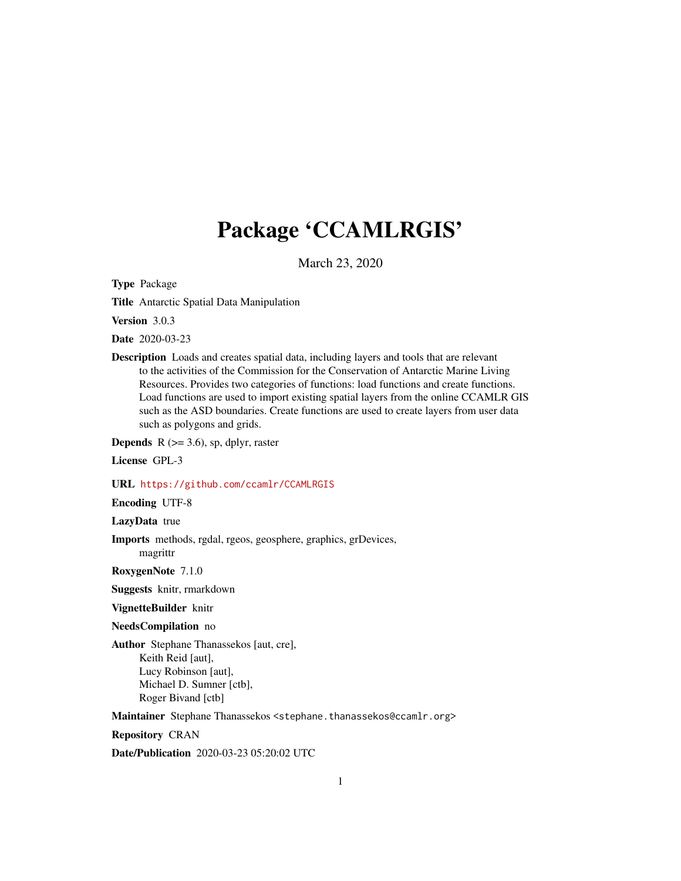# Package 'CCAMLRGIS'

March 23, 2020

**Type** Package

**Title** Antarctic Spatial Data Manipulation

**Version** 3.0.3

**Date** 2020-03-23

**Description** Loads and creates spatial data, including layers and tools that are relevant to the activities of the Commission for the Conservation of Antarctic Marine Living Resources. Provides two categories of functions: load functions and create functions. Load functions are used to import existing spatial layers from the online CCAMLR GIS such as the ASD boundaries. Create functions are used to create layers from user data such as polygons and grids.

**Depends** R (>= 3.6), sp, dplyr, raster

**License** GPL-3

**URL** https://github.com/ccamlr/CCAMLRGIS

**Encoding** UTF-8

**LazyData** true

**Imports** methods, rgdal, rgeos, geosphere, graphics, grDevices, magrittr

**RoxygenNote** 7.1.0

**Suggests** knitr, rmarkdown

**VignetteBuilder** knitr

**NeedsCompilation** no

**Author** Stephane Thanassekos [aut, cre], Keith Reid [aut], Lucy Robinson [aut], Michael D. Sumner [ctb], Roger Bivand [ctb]

**Maintainer** Stephane Thanassekos <stephane.thanassekos@ccamlr.org>

**Repository** CRAN

**Date/Publication** 2020-03-23 05:20:02 UTC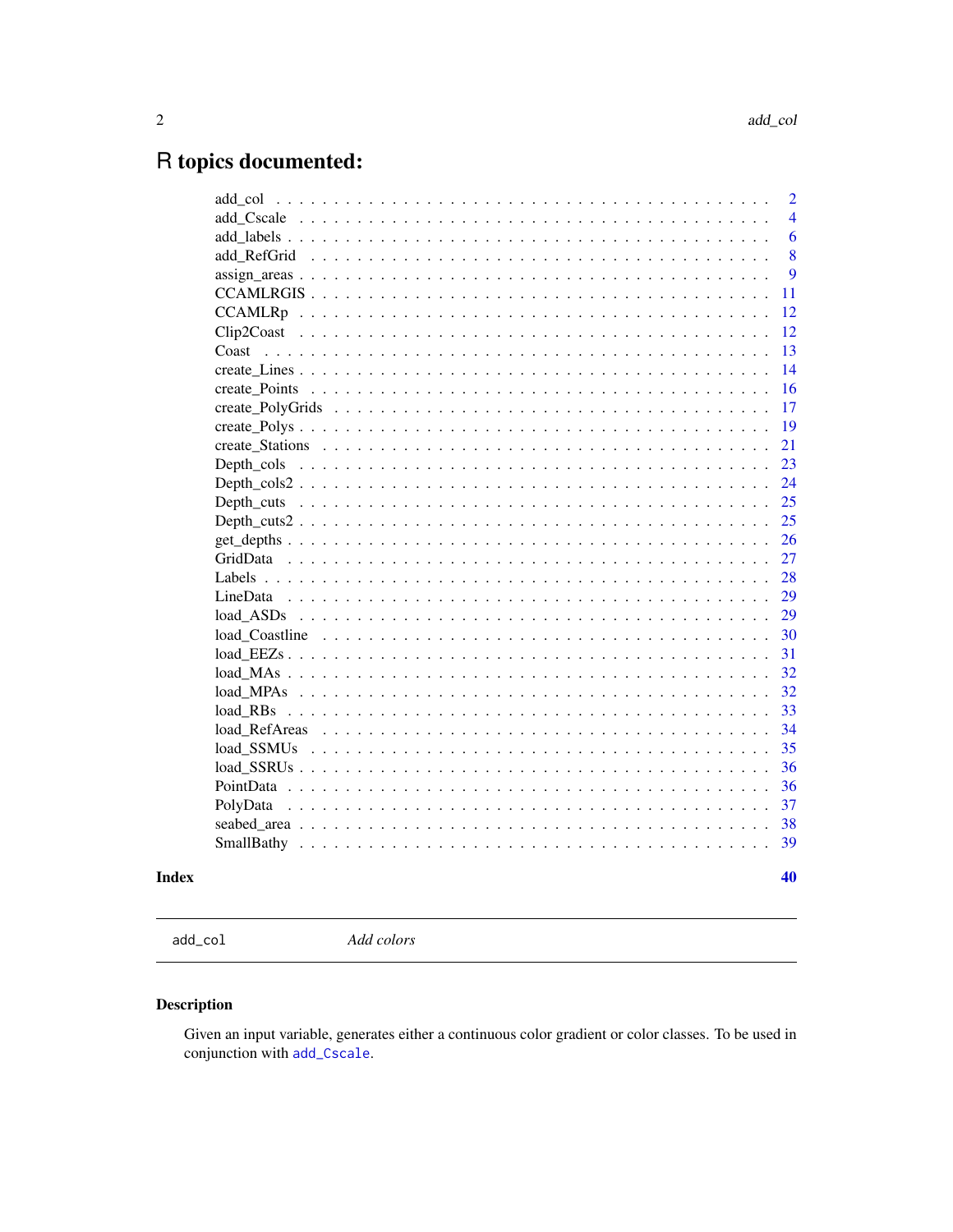# R topics documented:

| | |
|---|---|
| add_col | 2 |
| add_Cscale | 4 |
| add_labels | 6 |
| add_RefGrid | 8 |
| assign_areas | 9 |
| CCAMLRGIS | 11 |
| CCAMLRp | 12 |
| Clip2Coast | 12 |
| Coast | 13 |
| create_Lines | 14 |
| create_Points | 16 |
| create_PolyGrids | 17 |
| create_Polys | 19 |
| create_Stations | 21 |
| Depth_cols | 23 |
| Depth_cols2 | 24 |
| Depth_cuts | 25 |
| Depth_cuts2 | 25 |
| get_depths | 26 |
| GridData | 27 |
| Labels | 28 |
| LineData | 29 |
| load_ASDs | 29 |
| load_Coastline | 30 |
| load_EEZs | 31 |
| load_MAs | 32 |
| load_MPAs | 32 |
| load_RBs | 33 |
| load_RefAreas | 34 |
| load_SSMUs | 35 |
| load_SSRUs | 36 |
| PointData | 36 |
| PolyData | 37 |
| seabed_area | 38 |
| SmallBathy | 39 |
| **Index** | **40** |

---

`add_col` *Add colors*

---

### Description

Given an input variable, generates either a continuous color gradient or color classes. To be used in conjunction with `add_Cscale`.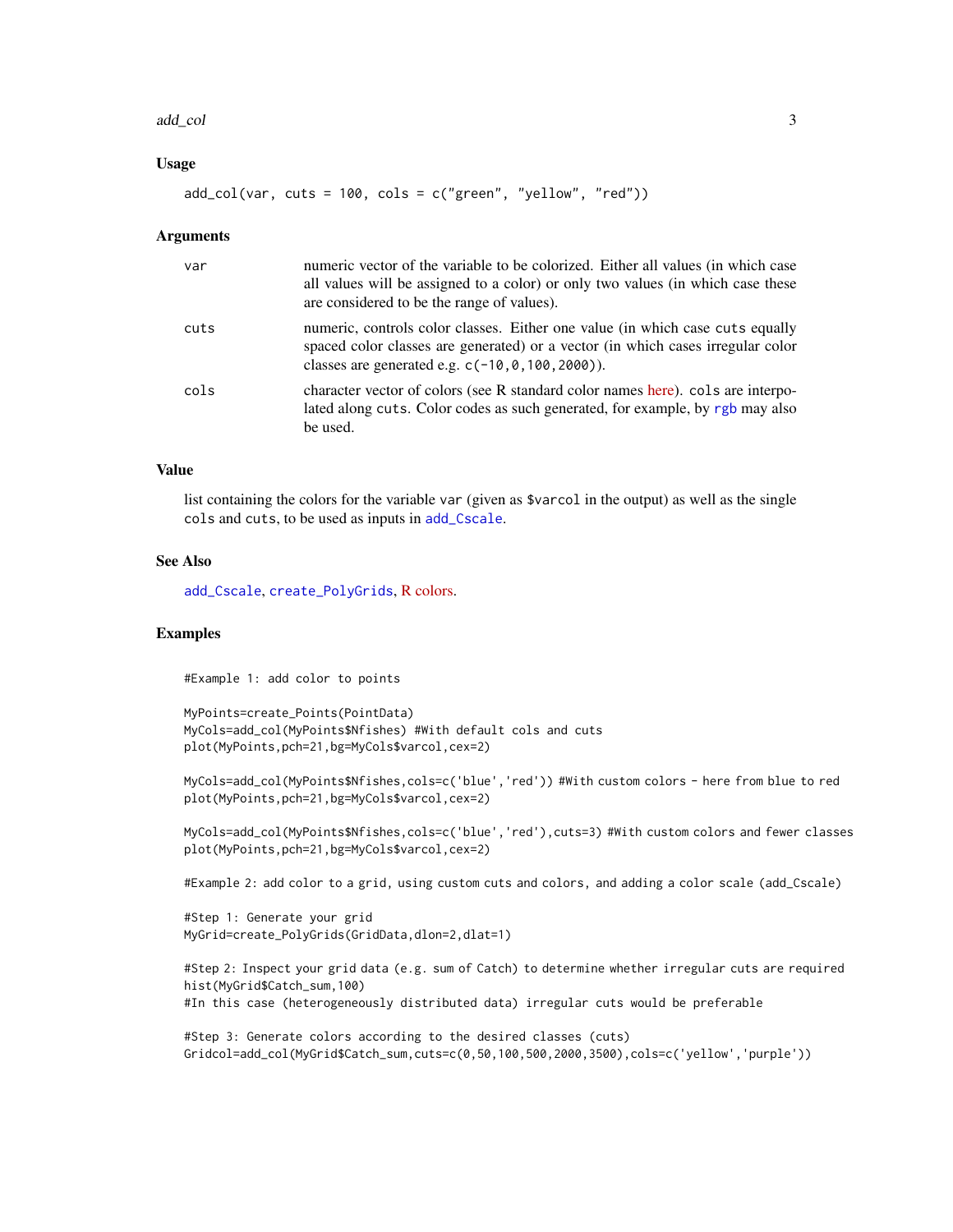## Usage

```
add_col(var, cuts = 100, cols = c("green", "yellow", "red"))
```

## Arguments

| | |
|---|---|
| var | numeric vector of the variable to be colorized. Either all values (in which case all values will be assigned to a color) or only two values (in which case these are considered to be the range of values). |
| cuts | numeric, controls color classes. Either one value (in which case cuts equally spaced color classes are generated) or a vector (in which cases irregular color classes are generated e.g. c(-10,0,100,2000)). |
| cols | character vector of colors (see R standard color names here). cols are interpolated along cuts. Color codes as such generated, for example, by rgb may also be used. |

## Value

list containing the colors for the variable var (given as $varcol in the output) as well as the single cols and cuts, to be used as inputs in add_Cscale.

## See Also

add_Cscale, create_PolyGrids, R colors.

## Examples

```
#Example 1: add color to points

MyPoints=create_Points(PointData)
MyCols=add_col(MyPoints$Nfishes) #With default cols and cuts
plot(MyPoints,pch=21,bg=MyCols$varcol,cex=2)

MyCols=add_col(MyPoints$Nfishes,cols=c('blue','red')) #With custom colors - here from blue to red
plot(MyPoints,pch=21,bg=MyCols$varcol,cex=2)

MyCols=add_col(MyPoints$Nfishes,cols=c('blue','red'),cuts=3) #With custom colors and fewer classes
plot(MyPoints,pch=21,bg=MyCols$varcol,cex=2)

#Example 2: add color to a grid, using custom cuts and colors, and adding a color scale (add_Cscale)

#Step 1: Generate your grid
MyGrid=create_PolyGrids(GridData,dlon=2,dlat=1)

#Step 2: Inspect your grid data (e.g. sum of Catch) to determine whether irregular cuts are required
hist(MyGrid$Catch_sum,100)
#In this case (heterogeneously distributed data) irregular cuts would be preferable

#Step 3: Generate colors according to the desired classes (cuts)
Gridcol=add_col(MyGrid$Catch_sum,cuts=c(0,50,100,500,2000,3500),cols=c('yellow','purple'))
```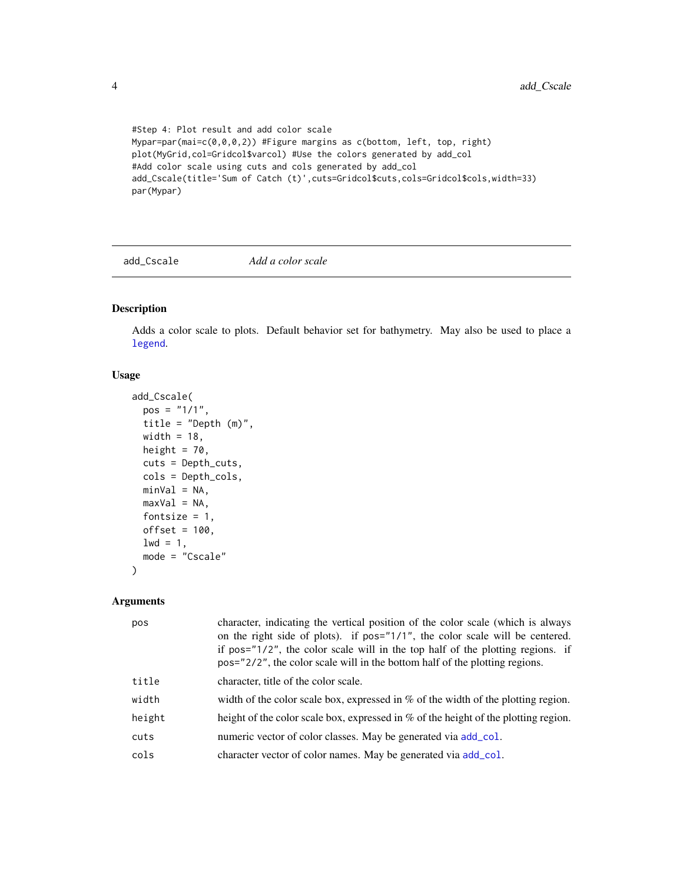```
#Step 4: Plot result and add color scale
Mypar=par(mai=c(0,0,0,2)) #Figure margins as c(bottom, left, top, right)
plot(MyGrid,col=Gridcol$varcol) #Use the colors generated by add_col
#Add color scale using cuts and cols generated by add_col
add_Cscale(title='Sum of Catch (t)',cuts=Gridcol$cuts,cols=Gridcol$cols,width=33)
par(Mypar)
```

---

## add_Cscale — *Add a color scale*

---

### Description

Adds a color scale to plots. Default behavior set for bathymetry. May also be used to place a legend.

### Usage

```
add_Cscale(
  pos = "1/1",
  title = "Depth (m)",
  width = 18,
  height = 70,
  cuts = Depth_cuts,
  cols = Depth_cols,
  minVal = NA,
  maxVal = NA,
  fontsize = 1,
  offset = 100,
  lwd = 1,
  mode = "Cscale"
)
```

### Arguments

| | |
|---|---|
| `pos` | character, indicating the vertical position of the color scale (which is always on the right side of plots). if `pos="1/1"`, the color scale will be centered. if `pos="1/2"`, the color scale will in the top half of the plotting regions. if `pos="2/2"`, the color scale will in the bottom half of the plotting regions. |
| `title` | character, title of the color scale. |
| `width` | width of the color scale box, expressed in % of the width of the plotting region. |
| `height` | height of the color scale box, expressed in % of the height of the plotting region. |
| `cuts` | numeric vector of color classes. May be generated via `add_col`. |
| `cols` | character vector of color names. May be generated via `add_col`. |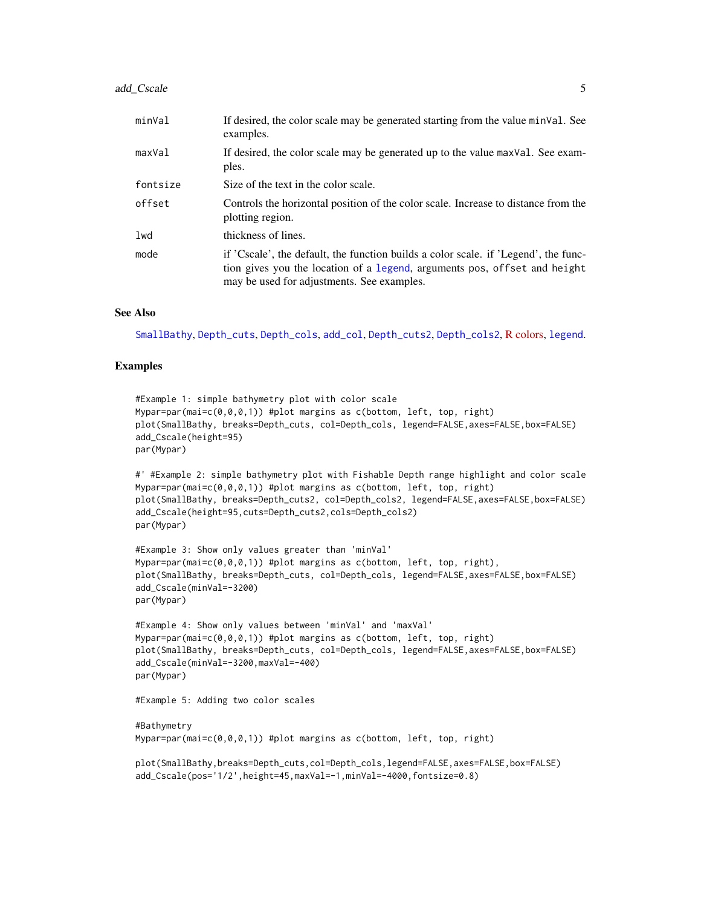| | |
|---|---|
| minVal | If desired, the color scale may be generated starting from the value minVal. See examples. |
| maxVal | If desired, the color scale may be generated up to the value maxVal. See examples. |
| fontsize | Size of the text in the color scale. |
| offset | Controls the horizontal position of the color scale. Increase to distance from the plotting region. |
| lwd | thickness of lines. |
| mode | if 'Cscale', the default, the function builds a color scale. if 'Legend', the function gives you the location of a legend, arguments pos, offset and height may be used for adjustments. See examples. |

## See Also

SmallBathy, Depth_cuts, Depth_cols, add_col, Depth_cuts2, Depth_cols2, R colors, legend.

## Examples

```
#Example 1: simple bathymetry plot with color scale
Mypar=par(mai=c(0,0,0,1)) #plot margins as c(bottom, left, top, right)
plot(SmallBathy, breaks=Depth_cuts, col=Depth_cols, legend=FALSE,axes=FALSE,box=FALSE)
add_Cscale(height=95)
par(Mypar)

#' #Example 2: simple bathymetry plot with Fishable Depth range highlight and color scale
Mypar=par(mai=c(0,0,0,1)) #plot margins as c(bottom, left, top, right)
plot(SmallBathy, breaks=Depth_cuts2, col=Depth_cols2, legend=FALSE,axes=FALSE,box=FALSE)
add_Cscale(height=95,cuts=Depth_cuts2,cols=Depth_cols2)
par(Mypar)

#Example 3: Show only values greater than 'minVal'
Mypar=par(mai=c(0,0,0,1)) #plot margins as c(bottom, left, top, right),
plot(SmallBathy, breaks=Depth_cuts, col=Depth_cols, legend=FALSE,axes=FALSE,box=FALSE)
add_Cscale(minVal=-3200)
par(Mypar)

#Example 4: Show only values between 'minVal' and 'maxVal'
Mypar=par(mai=c(0,0,0,1)) #plot margins as c(bottom, left, top, right)
plot(SmallBathy, breaks=Depth_cuts, col=Depth_cols, legend=FALSE,axes=FALSE,box=FALSE)
add_Cscale(minVal=-3200,maxVal=-400)
par(Mypar)

#Example 5: Adding two color scales

#Bathymetry
Mypar=par(mai=c(0,0,0,1)) #plot margins as c(bottom, left, top, right)

plot(SmallBathy,breaks=Depth_cuts,col=Depth_cols,legend=FALSE,axes=FALSE,box=FALSE)
add_Cscale(pos='1/2',height=45,maxVal=-1,minVal=-4000,fontsize=0.8)
```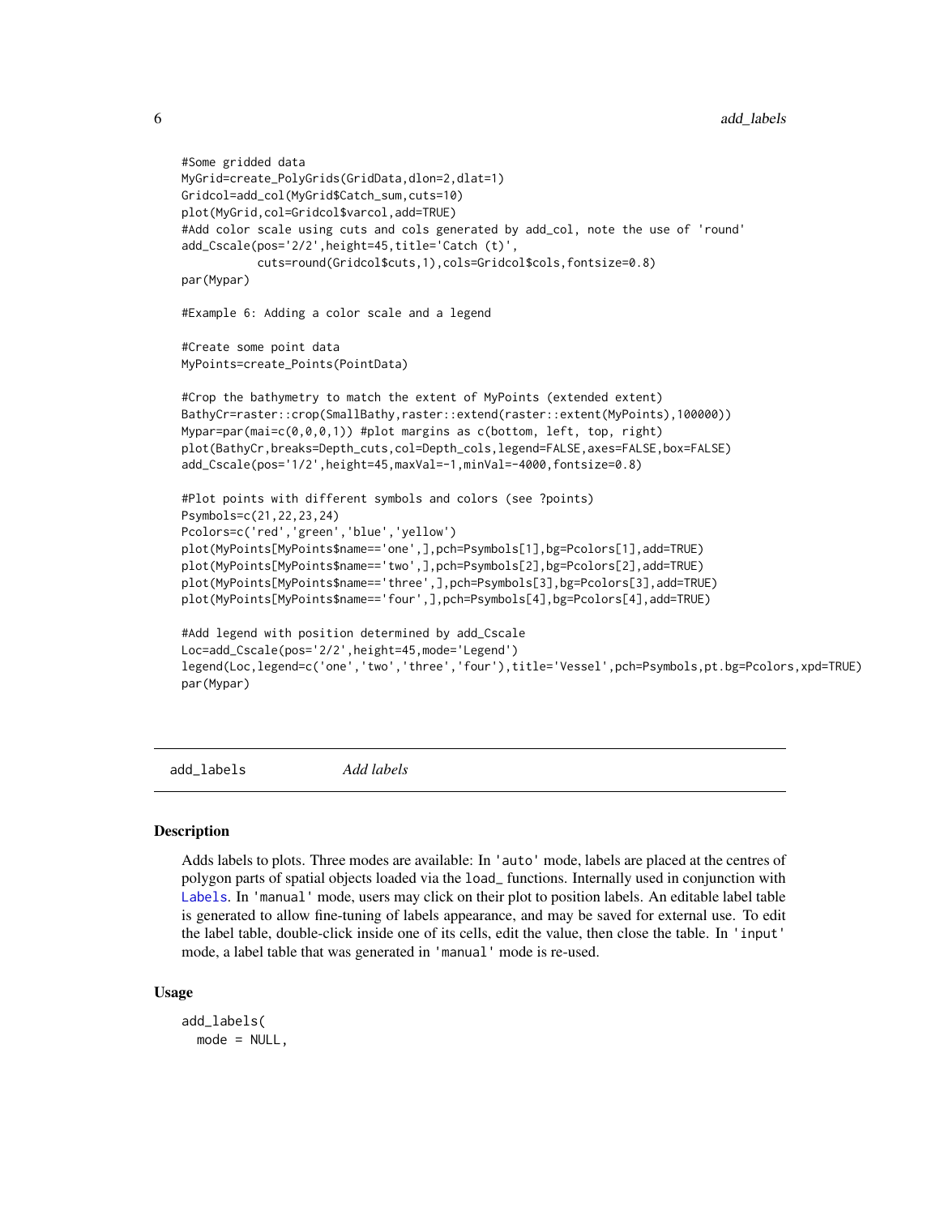```
#Some gridded data
MyGrid=create_PolyGrids(GridData,dlon=2,dlat=1)
Gridcol=add_col(MyGrid$Catch_sum,cuts=10)
plot(MyGrid,col=Gridcol$varcol,add=TRUE)
#Add color scale using cuts and cols generated by add_col, note the use of 'round'
add_Cscale(pos='2/2',height=45,title='Catch (t)',
           cuts=round(Gridcol$cuts,1),cols=Gridcol$cols,fontsize=0.8)
par(Mypar)

#Example 6: Adding a color scale and a legend

#Create some point data
MyPoints=create_Points(PointData)

#Crop the bathymetry to match the extent of MyPoints (extended extent)
BathyCr=raster::crop(SmallBathy,raster::extend(raster::extent(MyPoints),100000))
Mypar=par(mai=c(0,0,0,1)) #plot margins as c(bottom, left, top, right)
plot(BathyCr,breaks=Depth_cuts,col=Depth_cols,legend=FALSE,axes=FALSE,box=FALSE)
add_Cscale(pos='1/2',height=45,maxVal=-1,minVal=-4000,fontsize=0.8)

#Plot points with different symbols and colors (see ?points)
Psymbols=c(21,22,23,24)
Pcolors=c('red','green','blue','yellow')
plot(MyPoints[MyPoints$name=='one',],pch=Psymbols[1],bg=Pcolors[1],add=TRUE)
plot(MyPoints[MyPoints$name=='two',],pch=Psymbols[2],bg=Pcolors[2],add=TRUE)
plot(MyPoints[MyPoints$name=='three',],pch=Psymbols[3],bg=Pcolors[3],add=TRUE)
plot(MyPoints[MyPoints$name=='four',],pch=Psymbols[4],bg=Pcolors[4],add=TRUE)

#Add legend with position determined by add_Cscale
Loc=add_Cscale(pos='2/2',height=45,mode='Legend')
legend(Loc,legend=c('one','two','three','four'),title='Vessel',pch=Psymbols,pt.bg=Pcolors,xpd=TRUE)
par(Mypar)
```

## add_labels    *Add labels*

### Description

Adds labels to plots. Three modes are available: In 'auto' mode, labels are placed at the centres of polygon parts of spatial objects loaded via the load_ functions. Internally used in conjunction with Labels. In 'manual' mode, users may click on their plot to position labels. An editable label table is generated to allow fine-tuning of labels appearance, and may be saved for external use. To edit the label table, double-click inside one of its cells, edit the value, then close the table. In 'input' mode, a label table that was generated in 'manual' mode is re-used.

### Usage

```
add_labels(
  mode = NULL,
```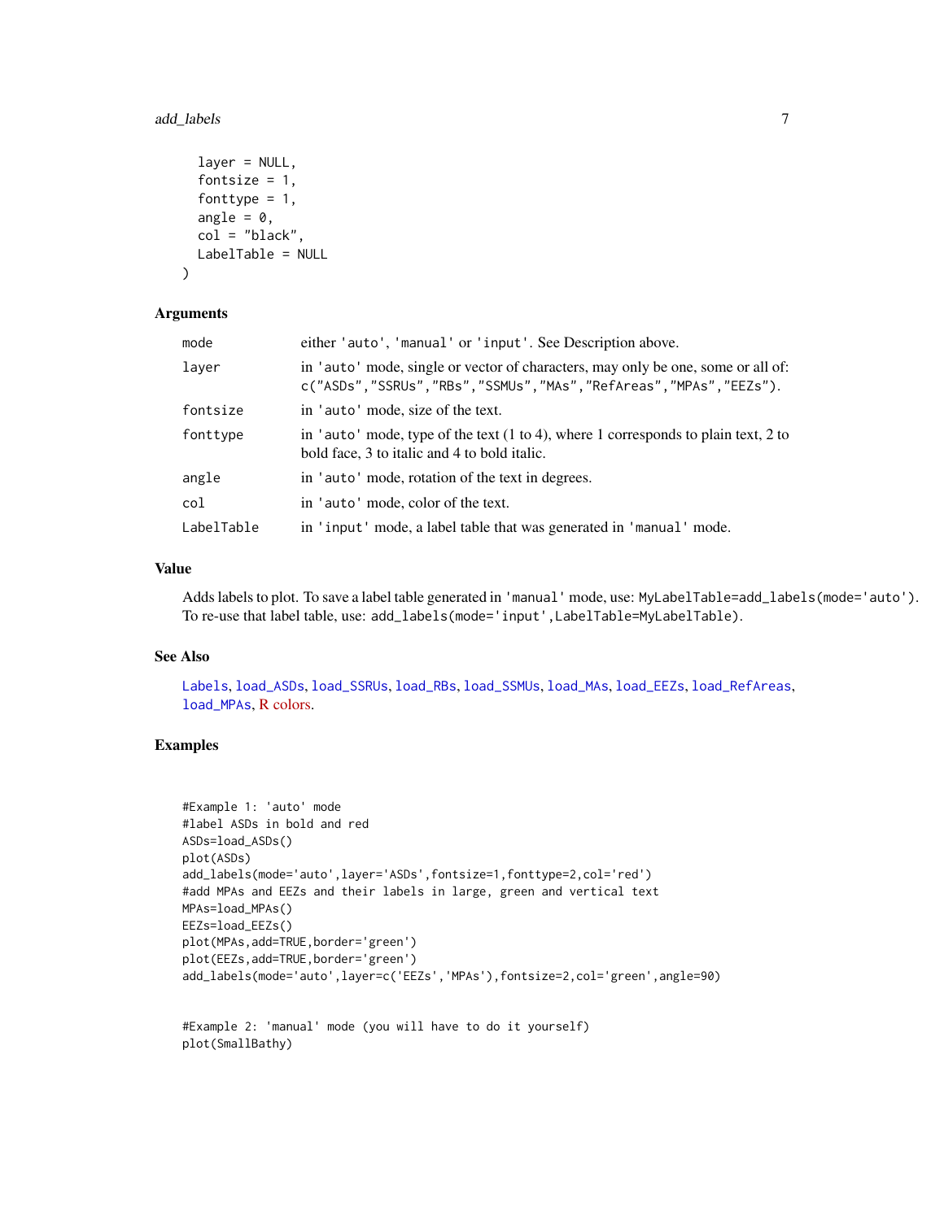```
  layer = NULL,
  fontsize = 1,
  fonttype = 1,
  angle = 0,
  col = "black",
  LabelTable = NULL
)
```

### Arguments

| | |
|---|---|
| mode | either 'auto', 'manual' or 'input'. See Description above. |
| layer | in 'auto' mode, single or vector of characters, may only be one, some or all of: c("ASDs","SSRUs","RBs","SSMUs","MAs","RefAreas","MPAs","EEZs"). |
| fontsize | in 'auto' mode, size of the text. |
| fonttype | in 'auto' mode, type of the text (1 to 4), where 1 corresponds to plain text, 2 to bold face, 3 to italic and 4 to bold italic. |
| angle | in 'auto' mode, rotation of the text in degrees. |
| col | in 'auto' mode, color of the text. |
| LabelTable | in 'input' mode, a label table that was generated in 'manual' mode. |

### Value

Adds labels to plot. To save a label table generated in 'manual' mode, use: MyLabelTable=add_labels(mode='auto'). To re-use that label table, use: add_labels(mode='input',LabelTable=MyLabelTable).

### See Also

Labels, load_ASDs, load_SSRUs, load_RBs, load_SSMUs, load_MAs, load_EEZs, load_RefAreas, load_MPAs, R colors.

### Examples

```
#Example 1: 'auto' mode
#label ASDs in bold and red
ASDs=load_ASDs()
plot(ASDs)
add_labels(mode='auto',layer='ASDs',fontsize=1,fonttype=2,col='red')
#add MPAs and EEZs and their labels in large, green and vertical text
MPAs=load_MPAs()
EEZs=load_EEZs()
plot(MPAs,add=TRUE,border='green')
plot(EEZs,add=TRUE,border='green')
add_labels(mode='auto',layer=c('EEZs','MPAs'),fontsize=2,col='green',angle=90)


#Example 2: 'manual' mode (you will have to do it yourself)
plot(SmallBathy)
```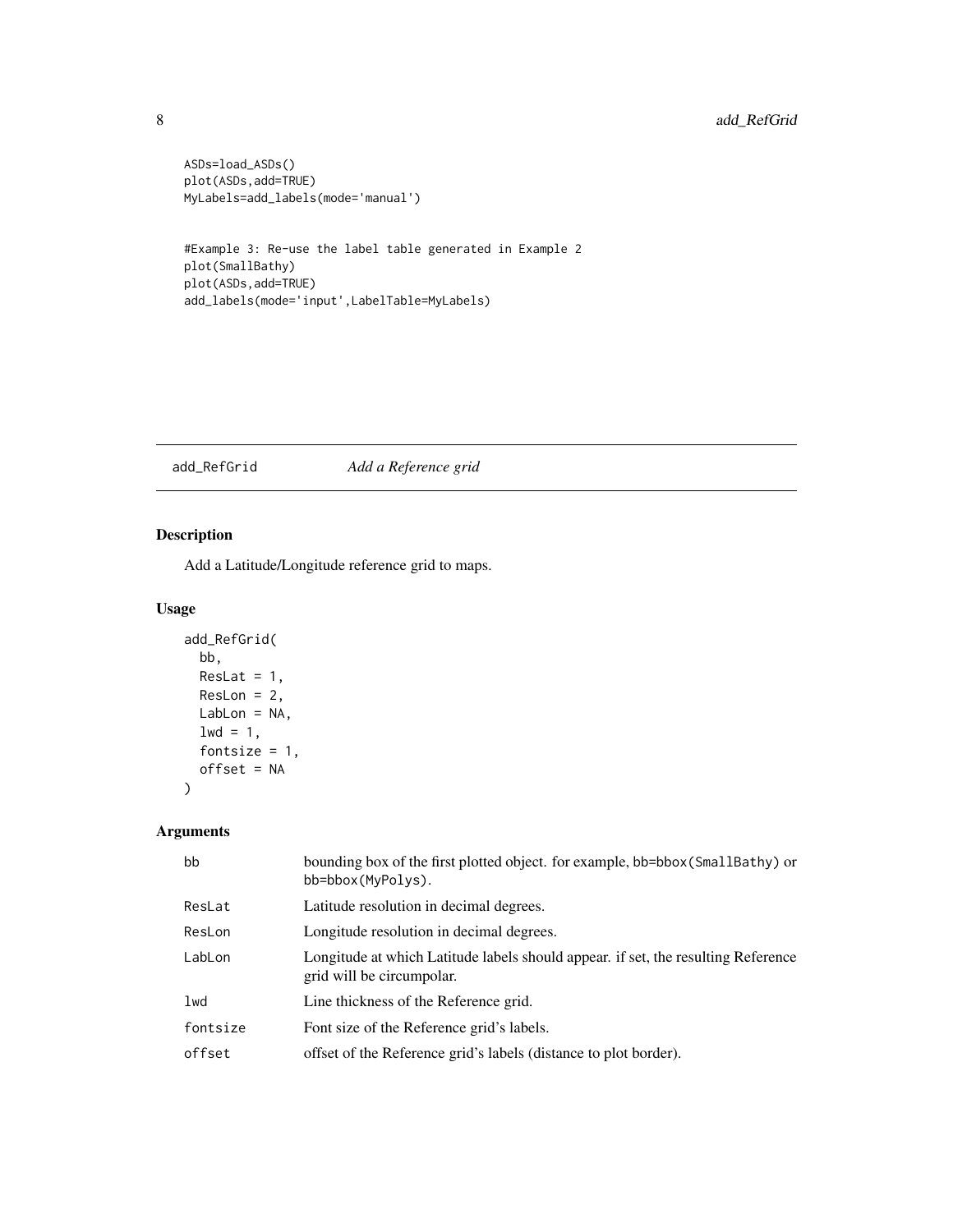```
ASDs=load_ASDs()
plot(ASDs,add=TRUE)
MyLabels=add_labels(mode='manual')


#Example 3: Re-use the label table generated in Example 2
plot(SmallBathy)
plot(ASDs,add=TRUE)
add_labels(mode='input',LabelTable=MyLabels)
```

---

## add_RefGrid *Add a Reference grid*

---

### Description

Add a Latitude/Longitude reference grid to maps.

### Usage

```
add_RefGrid(
  bb,
  ResLat = 1,
  ResLon = 2,
  LabLon = NA,
  lwd = 1,
  fontsize = 1,
  offset = NA
)
```

### Arguments

| | |
|---|---|
| bb | bounding box of the first plotted object. for example, bb=bbox(SmallBathy) or bb=bbox(MyPolys). |
| ResLat | Latitude resolution in decimal degrees. |
| ResLon | Longitude resolution in decimal degrees. |
| LabLon | Longitude at which Latitude labels should appear. if set, the resulting Reference grid will be circumpolar. |
| lwd | Line thickness of the Reference grid. |
| fontsize | Font size of the Reference grid's labels. |
| offset | offset of the Reference grid's labels (distance to plot border). |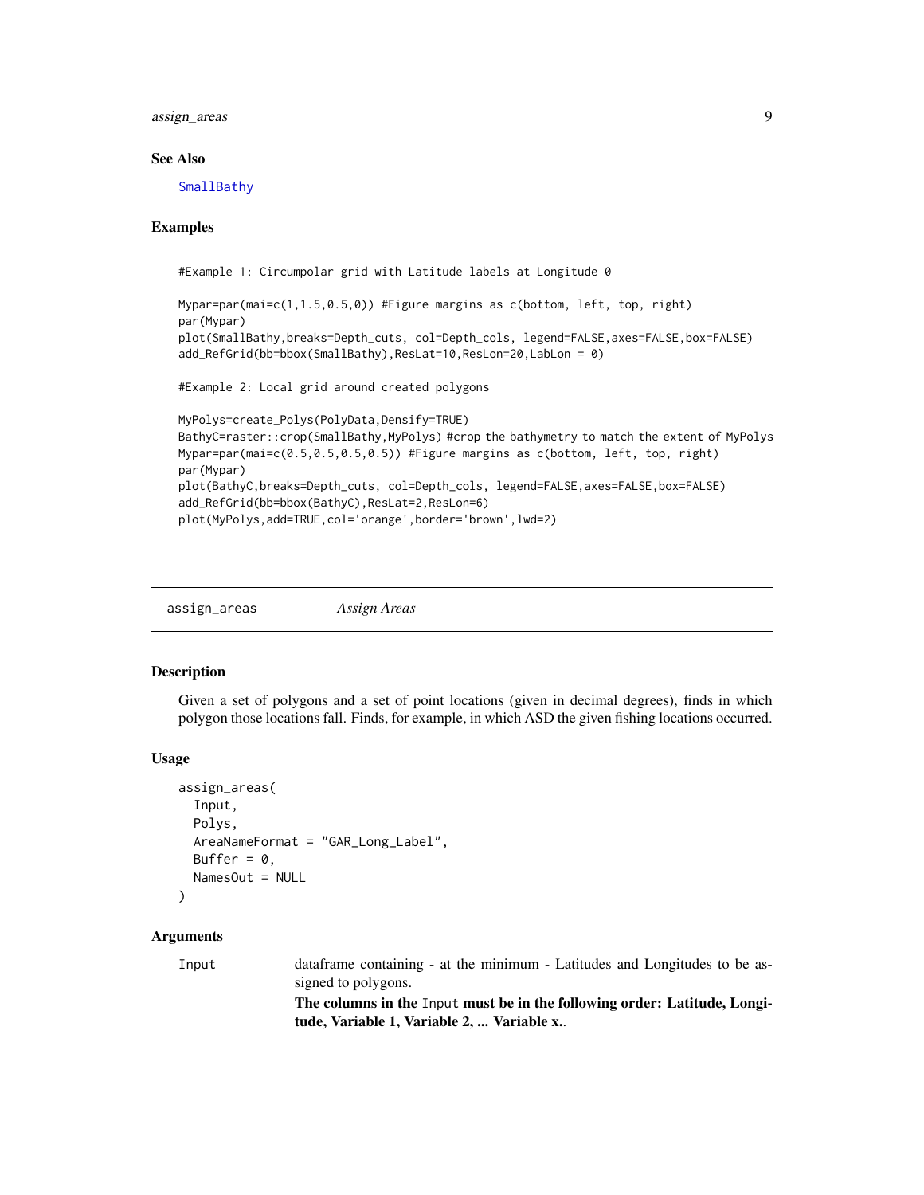## See Also

SmallBathy

## Examples

```
#Example 1: Circumpolar grid with Latitude labels at Longitude 0

Mypar=par(mai=c(1,1.5,0.5,0)) #Figure margins as c(bottom, left, top, right)
par(Mypar)
plot(SmallBathy,breaks=Depth_cuts, col=Depth_cols, legend=FALSE,axes=FALSE,box=FALSE)
add_RefGrid(bb=bbox(SmallBathy),ResLat=10,ResLon=20,LabLon = 0)

#Example 2: Local grid around created polygons

MyPolys=create_Polys(PolyData,Densify=TRUE)
BathyC=raster::crop(SmallBathy,MyPolys) #crop the bathymetry to match the extent of MyPolys
Mypar=par(mai=c(0.5,0.5,0.5,0.5)) #Figure margins as c(bottom, left, top, right)
par(Mypar)
plot(BathyC,breaks=Depth_cuts, col=Depth_cols, legend=FALSE,axes=FALSE,box=FALSE)
add_RefGrid(bb=bbox(BathyC),ResLat=2,ResLon=6)
plot(MyPolys,add=TRUE,col='orange',border='brown',lwd=2)
```

---

# assign_areas *Assign Areas*

## Description

Given a set of polygons and a set of point locations (given in decimal degrees), finds in which polygon those locations fall. Finds, for example, in which ASD the given fishing locations occurred.

## Usage

```
assign_areas(
  Input,
  Polys,
  AreaNameFormat = "GAR_Long_Label",
  Buffer = 0,
  NamesOut = NULL
)
```

## Arguments

| | |
|---|---|
| Input | dataframe containing - at the minimum - Latitudes and Longitudes to be assigned to polygons. **The columns in the** `Input` **must be in the following order: Latitude, Longitude, Variable 1, Variable 2, ... Variable x.**. |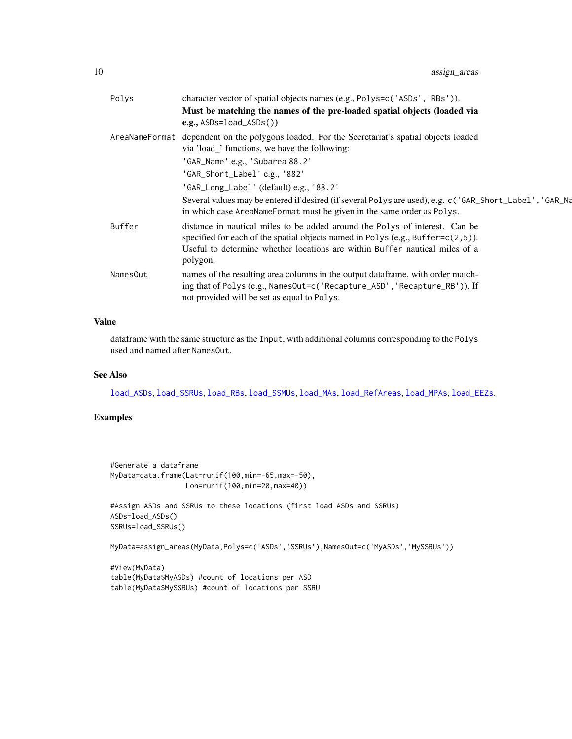| | |
|---|---|
| Polys | character vector of spatial objects names (e.g., `Polys=c('ASDs','RBs')`). **Must be matching the names of the pre-loaded spatial objects (loaded via e.g., `ASDs=load_ASDs()`)** |
| AreaNameFormat | dependent on the polygons loaded. For the Secretariat's spatial objects loaded via 'load_' functions, we have the following: `'GAR_Name'` e.g., `'Subarea 88.2'` `'GAR_Short_Label'` e.g., `'882'` `'GAR_Long_Label'` (default) e.g., `'88.2'` Several values may be entered if desired (if several Polys are used), e.g. `c('GAR_Short_Label','GAR_Na` in which case AreaNameFormat must be given in the same order as Polys. |
| Buffer | distance in nautical miles to be added around the Polys of interest. Can be specified for each of the spatial objects named in Polys (e.g., `Buffer=c(2,5)`). Useful to determine whether locations are within Buffer nautical miles of a polygon. |
| NamesOut | names of the resulting area columns in the output dataframe, with order matching that of Polys (e.g., `NamesOut=c('Recapture_ASD','Recapture_RB')`). If not provided will be set as equal to Polys. |

## Value

dataframe with the same structure as the Input, with additional columns corresponding to the Polys used and named after NamesOut.

## See Also

load_ASDs, load_SSRUs, load_RBs, load_SSMUs, load_MAs, load_RefAreas, load_MPAs, load_EEZs.

## Examples

```
#Generate a dataframe
MyData=data.frame(Lat=runif(100,min=-65,max=-50),
                  Lon=runif(100,min=20,max=40))

#Assign ASDs and SSRUs to these locations (first load ASDs and SSRUs)
ASDs=load_ASDs()
SSRUs=load_SSRUs()

MyData=assign_areas(MyData,Polys=c('ASDs','SSRUs'),NamesOut=c('MyASDs','MySSRUs'))

#View(MyData)
table(MyData$MyASDs) #count of locations per ASD
table(MyData$MySSRUs) #count of locations per SSRU
```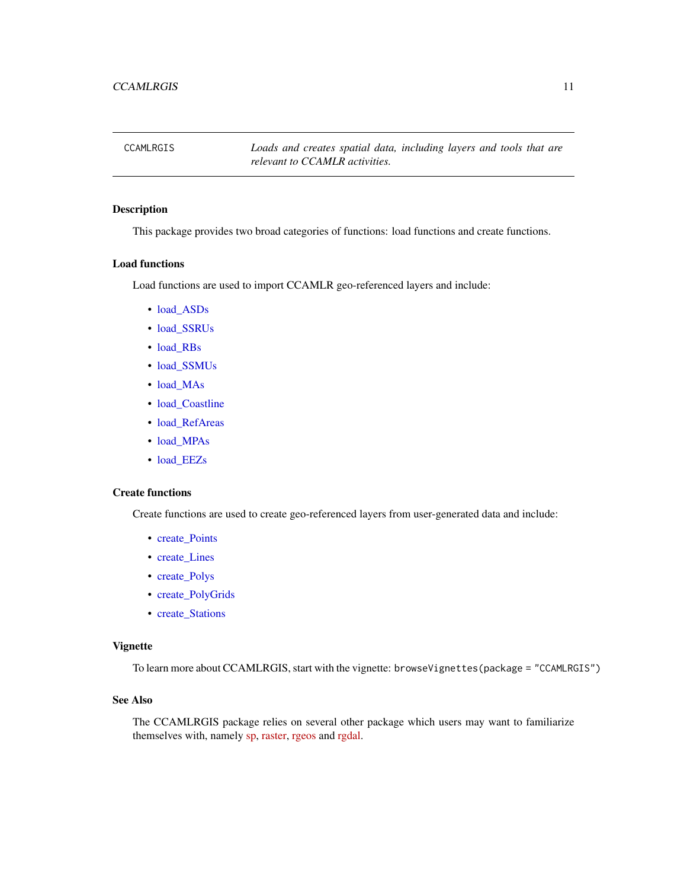## CCAMLRGIS

*Loads and creates spatial data, including layers and tools that are relevant to CCAMLR activities.*

### Description

This package provides two broad categories of functions: load functions and create functions.

### Load functions

Load functions are used to import CCAMLR geo-referenced layers and include:

- load_ASDs
- load_SSRUs
- load_RBs
- load_SSMUs
- load_MAs
- load_Coastline
- load_RefAreas
- load_MPAs
- load_EEZs

### Create functions

Create functions are used to create geo-referenced layers from user-generated data and include:

- create_Points
- create_Lines
- create_Polys
- create_PolyGrids
- create_Stations

### Vignette

To learn more about CCAMLRGIS, start with the vignette: `browseVignettes(package = "CCAMLRGIS")`

### See Also

The CCAMLRGIS package relies on several other package which users may want to familiarize themselves with, namely sp, raster, rgeos and rgdal.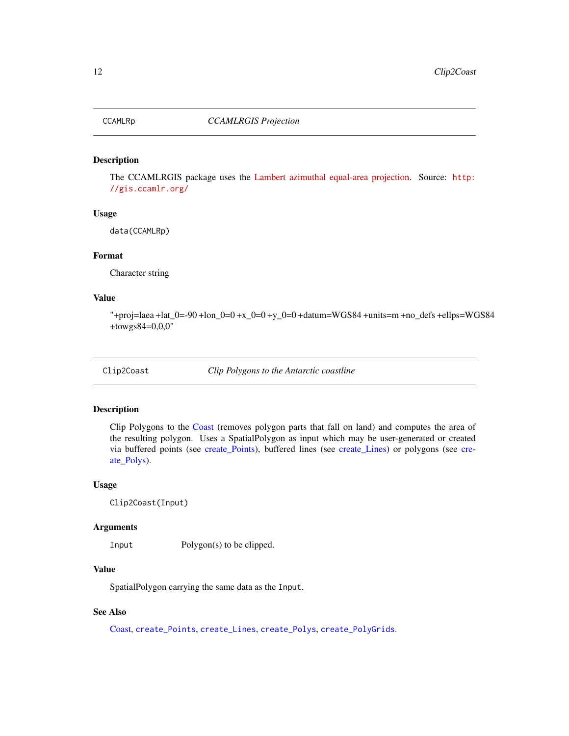## CCAMLRp — *CCAMLRGIS Projection*

### Description

The CCAMLRGIS package uses the Lambert azimuthal equal-area projection. Source: http://gis.ccamlr.org/

### Usage

```
data(CCAMLRp)
```

### Format

Character string

### Value

"+proj=laea +lat_0=-90 +lon_0=0 +x_0=0 +y_0=0 +datum=WGS84 +units=m +no_defs +ellps=WGS84 +towgs84=0,0,0"

## Clip2Coast — *Clip Polygons to the Antarctic coastline*

### Description

Clip Polygons to the Coast (removes polygon parts that fall on land) and computes the area of the resulting polygon. Uses a SpatialPolygon as input which may be user-generated or created via buffered points (see create_Points), buffered lines (see create_Lines) or polygons (see create_Polys).

### Usage

```
Clip2Coast(Input)
```

### Arguments

| | |
|---|---|
| Input | Polygon(s) to be clipped. |

### Value

SpatialPolygon carrying the same data as the `Input`.

### See Also

Coast, `create_Points`, `create_Lines`, `create_Polys`, `create_PolyGrids`.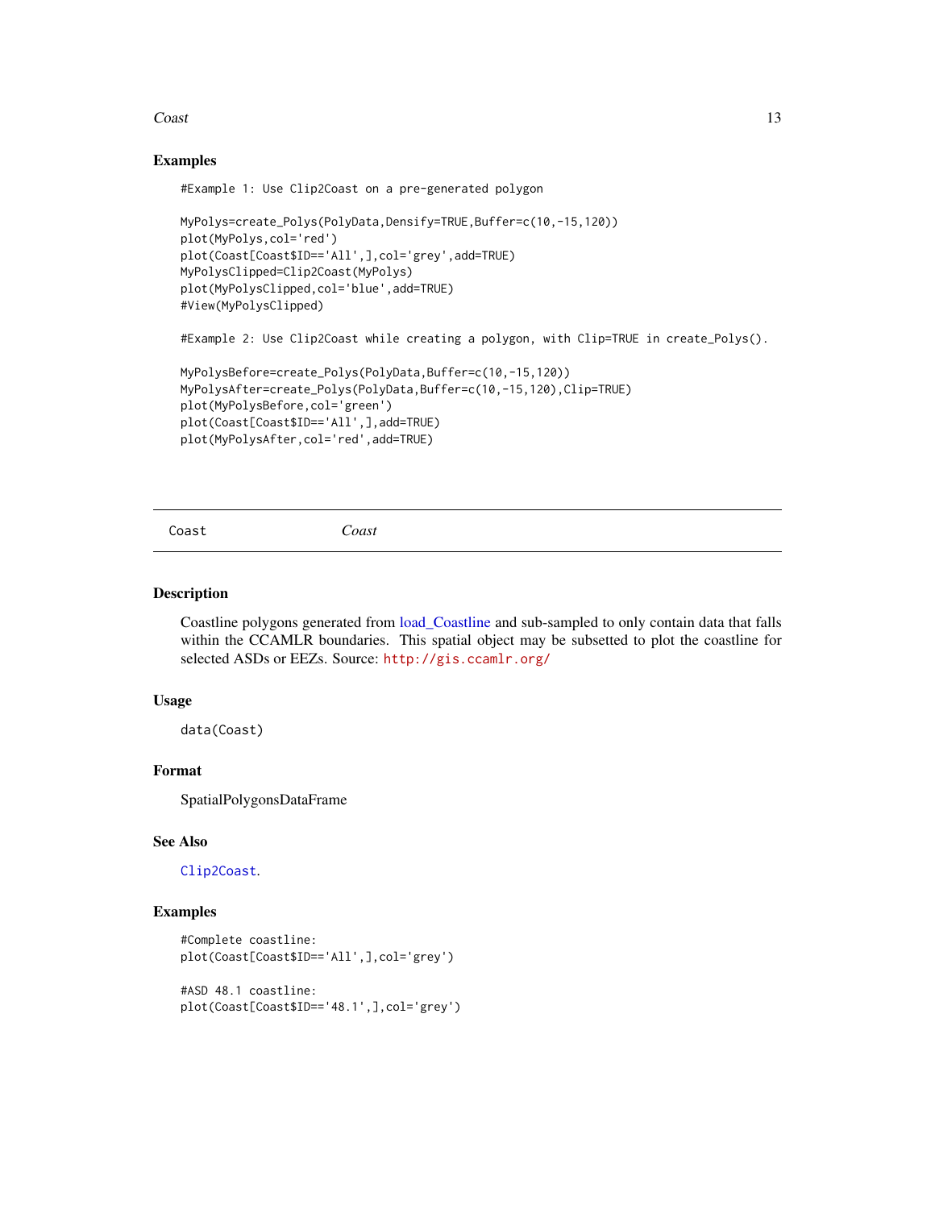## Examples

```
#Example 1: Use Clip2Coast on a pre-generated polygon

MyPolys=create_Polys(PolyData,Densify=TRUE,Buffer=c(10,-15,120))
plot(MyPolys,col='red')
plot(Coast[Coast$ID=='All',],col='grey',add=TRUE)
MyPolysClipped=Clip2Coast(MyPolys)
plot(MyPolysClipped,col='blue',add=TRUE)
#View(MyPolysClipped)

#Example 2: Use Clip2Coast while creating a polygon, with Clip=TRUE in create_Polys().

MyPolysBefore=create_Polys(PolyData,Buffer=c(10,-15,120))
MyPolysAfter=create_Polys(PolyData,Buffer=c(10,-15,120),Clip=TRUE)
plot(MyPolysBefore,col='green')
plot(Coast[Coast$ID=='All',],add=TRUE)
plot(MyPolysAfter,col='red',add=TRUE)
```

---

Coast *Coast*

---

## Description

Coastline polygons generated from load_Coastline and sub-sampled to only contain data that falls within the CCAMLR boundaries. This spatial object may be subsetted to plot the coastline for selected ASDs or EEZs. Source: `http://gis.ccamlr.org/`

## Usage

```
data(Coast)
```

## Format

SpatialPolygonsDataFrame

## See Also

`Clip2Coast`.

## Examples

```
#Complete coastline:
plot(Coast[Coast$ID=='All',],col='grey')

#ASD 48.1 coastline:
plot(Coast[Coast$ID=='48.1',],col='grey')
```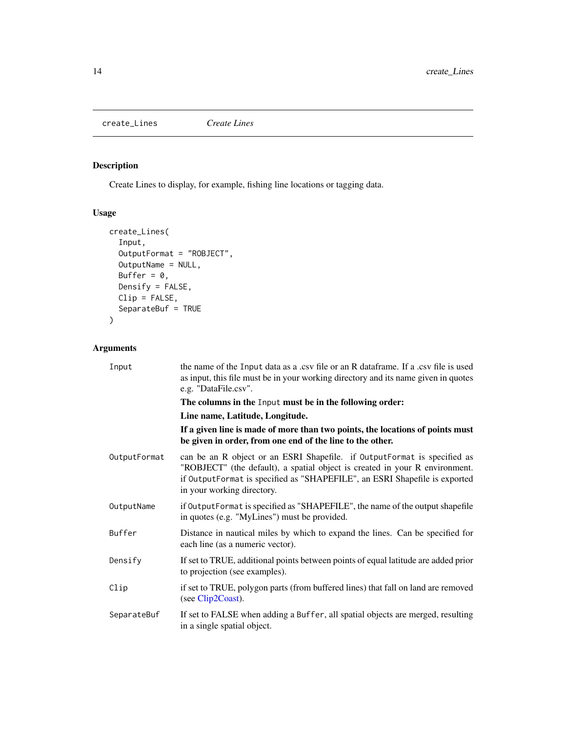## create_Lines *Create Lines*

### Description

Create Lines to display, for example, fishing line locations or tagging data.

### Usage

```
create_Lines(
  Input,
  OutputFormat = "ROBJECT",
  OutputName = NULL,
  Buffer = 0,
  Densify = FALSE,
  Clip = FALSE,
  SeparateBuf = TRUE
)
```

### Arguments

| | |
|---|---|
| Input | the name of the Input data as a .csv file or an R dataframe. If a .csv file is used as input, this file must be in your working directory and its name given in quotes e.g. "DataFile.csv".<br>**The columns in the Input must be in the following order:**<br>**Line name, Latitude, Longitude.**<br>**If a given line is made of more than two points, the locations of points must be given in order, from one end of the line to the other.** |
| OutputFormat | can be an R object or an ESRI Shapefile. if OutputFormat is specified as "ROBJECT" (the default), a spatial object is created in your R environment. if OutputFormat is specified as "SHAPEFILE", an ESRI Shapefile is exported in your working directory. |
| OutputName | if OutputFormat is specified as "SHAPEFILE", the name of the output shapefile in quotes (e.g. "MyLines") must be provided. |
| Buffer | Distance in nautical miles by which to expand the lines. Can be specified for each line (as a numeric vector). |
| Densify | If set to TRUE, additional points between points of equal latitude are added prior to projection (see examples). |
| Clip | if set to TRUE, polygon parts (from buffered lines) that fall on land are removed (see Clip2Coast). |
| SeparateBuf | If set to FALSE when adding a Buffer, all spatial objects are merged, resulting in a single spatial object. |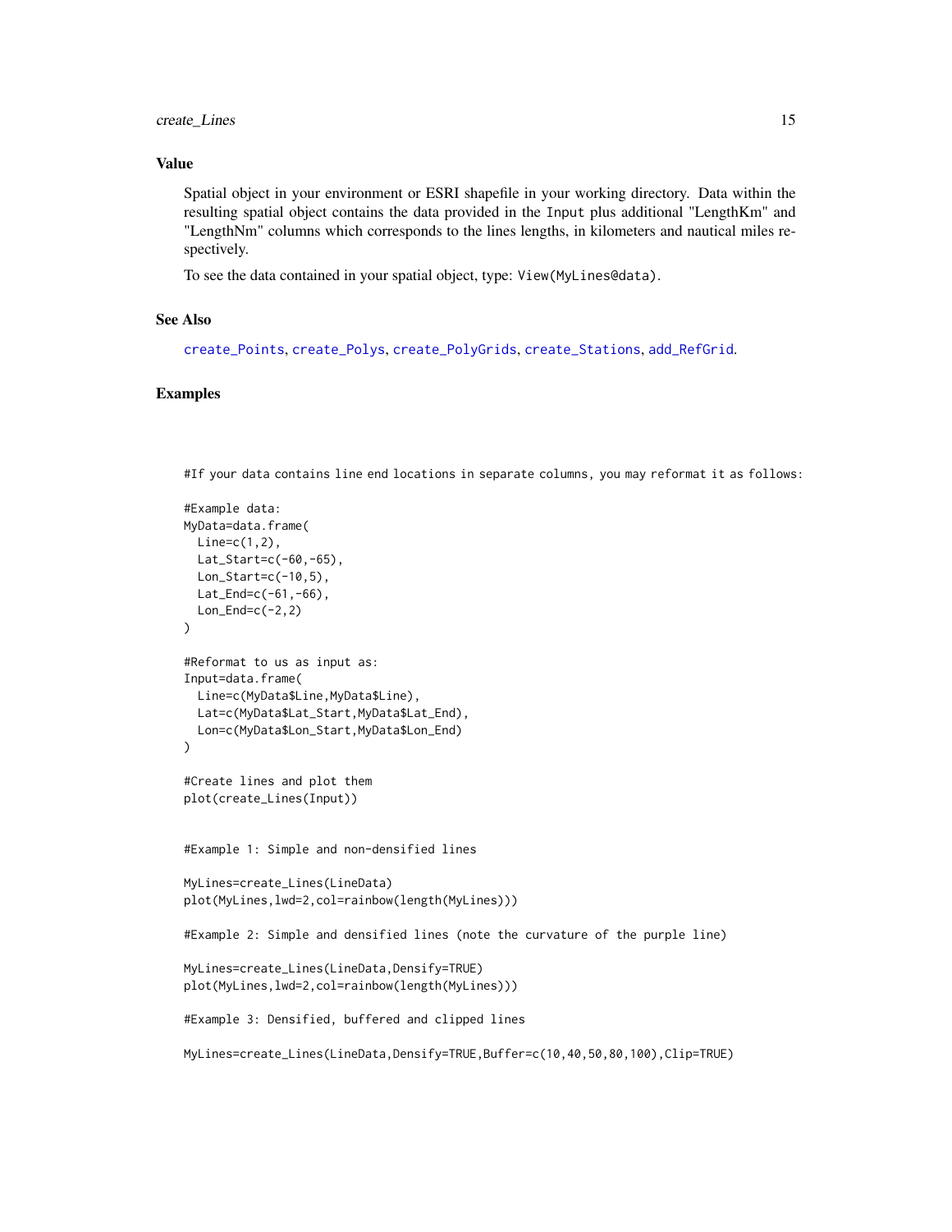## Value

Spatial object in your environment or ESRI shapefile in your working directory. Data within the resulting spatial object contains the data provided in the `Input` plus additional "LengthKm" and "LengthNm" columns which corresponds to the lines lengths, in kilometers and nautical miles respectively.

To see the data contained in your spatial object, type: `View(MyLines@data)`.

## See Also

`create_Points`, `create_Polys`, `create_PolyGrids`, `create_Stations`, `add_RefGrid`.

## Examples

```
#If your data contains line end locations in separate columns, you may reformat it as follows:

#Example data:
MyData=data.frame(
  Line=c(1,2),
  Lat_Start=c(-60,-65),
  Lon_Start=c(-10,5),
  Lat_End=c(-61,-66),
  Lon_End=c(-2,2)
)

#Reformat to us as input as:
Input=data.frame(
  Line=c(MyData$Line,MyData$Line),
  Lat=c(MyData$Lat_Start,MyData$Lat_End),
  Lon=c(MyData$Lon_Start,MyData$Lon_End)
)

#Create lines and plot them
plot(create_Lines(Input))


#Example 1: Simple and non-densified lines

MyLines=create_Lines(LineData)
plot(MyLines,lwd=2,col=rainbow(length(MyLines)))

#Example 2: Simple and densified lines (note the curvature of the purple line)

MyLines=create_Lines(LineData,Densify=TRUE)
plot(MyLines,lwd=2,col=rainbow(length(MyLines)))

#Example 3: Densified, buffered and clipped lines

MyLines=create_Lines(LineData,Densify=TRUE,Buffer=c(10,40,50,80,100),Clip=TRUE)
```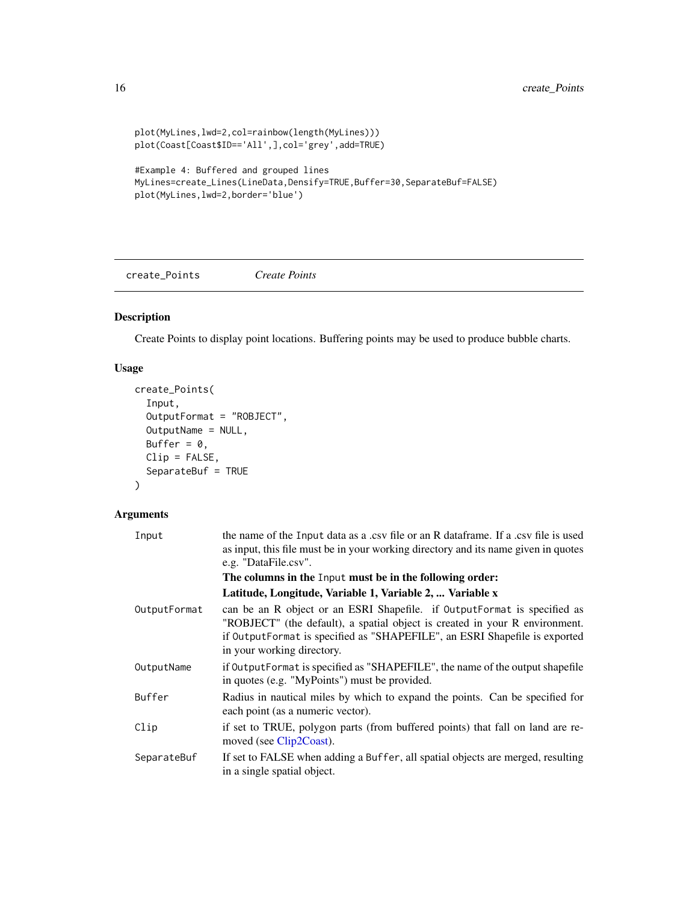```
plot(MyLines,lwd=2,col=rainbow(length(MyLines)))
plot(Coast[Coast$ID=='All',],col='grey',add=TRUE)

#Example 4: Buffered and grouped lines
MyLines=create_Lines(LineData,Densify=TRUE,Buffer=30,SeparateBuf=FALSE)
plot(MyLines,lwd=2,border='blue')
```

## create_Points *Create Points*

### Description

Create Points to display point locations. Buffering points may be used to produce bubble charts.

### Usage

```
create_Points(
  Input,
  OutputFormat = "ROBJECT",
  OutputName = NULL,
  Buffer = 0,
  Clip = FALSE,
  SeparateBuf = TRUE
)
```

### Arguments

| Argument | Description |
|---|---|
| `Input` | the name of the `Input` data as a .csv file or an R dataframe. If a .csv file is used as input, this file must be in your working directory and its name given in quotes e.g. "DataFile.csv".<br>**The columns in the `Input` must be in the following order:**<br>**Latitude, Longitude, Variable 1, Variable 2, ... Variable x** |
| `OutputFormat` | can be an R object or an ESRI Shapefile. if `OutputFormat` is specified as "ROBJECT" (the default), a spatial object is created in your R environment. if `OutputFormat` is specified as "SHAPEFILE", an ESRI Shapefile is exported in your working directory. |
| `OutputName` | if `OutputFormat` is specified as "SHAPEFILE", the name of the output shapefile in quotes (e.g. "MyPoints") must be provided. |
| `Buffer` | Radius in nautical miles by which to expand the points. Can be specified for each point (as a numeric vector). |
| `Clip` | if set to TRUE, polygon parts (from buffered points) that fall on land are removed (see Clip2Coast). |
| `SeparateBuf` | If set to FALSE when adding a `Buffer`, all spatial objects are merged, resulting in a single spatial object. |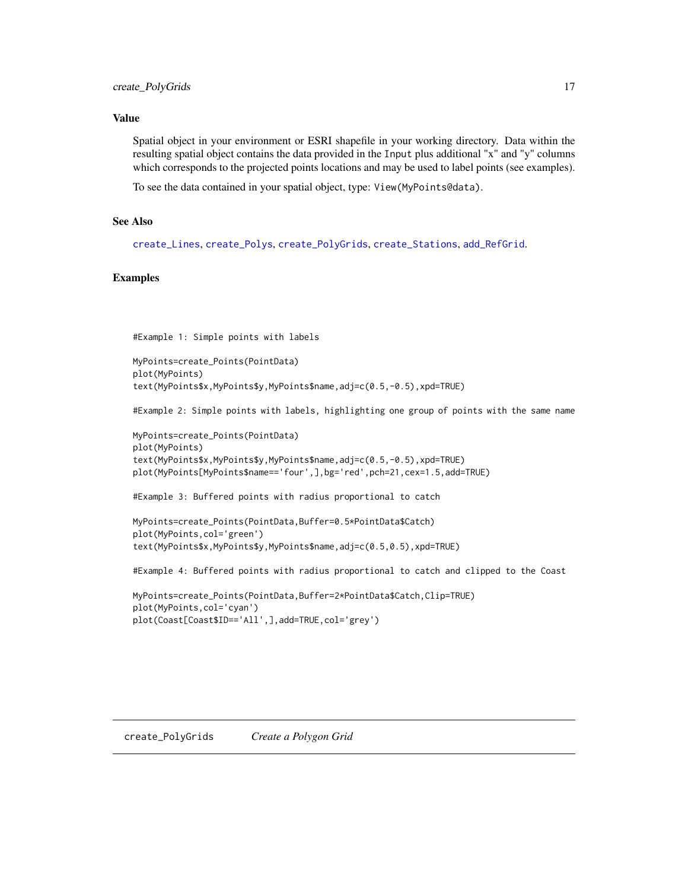## Value

Spatial object in your environment or ESRI shapefile in your working directory. Data within the resulting spatial object contains the data provided in the `Input` plus additional "x" and "y" columns which corresponds to the projected points locations and may be used to label points (see examples).

To see the data contained in your spatial object, type: `View(MyPoints@data)`.

## See Also

`create_Lines`, `create_Polys`, `create_PolyGrids`, `create_Stations`, `add_RefGrid`.

## Examples

```
#Example 1: Simple points with labels

MyPoints=create_Points(PointData)
plot(MyPoints)
text(MyPoints$x,MyPoints$y,MyPoints$name,adj=c(0.5,-0.5),xpd=TRUE)

#Example 2: Simple points with labels, highlighting one group of points with the same name

MyPoints=create_Points(PointData)
plot(MyPoints)
text(MyPoints$x,MyPoints$y,MyPoints$name,adj=c(0.5,-0.5),xpd=TRUE)
plot(MyPoints[MyPoints$name=='four',],bg='red',pch=21,cex=1.5,add=TRUE)

#Example 3: Buffered points with radius proportional to catch

MyPoints=create_Points(PointData,Buffer=0.5*PointData$Catch)
plot(MyPoints,col='green')
text(MyPoints$x,MyPoints$y,MyPoints$name,adj=c(0.5,0.5),xpd=TRUE)

#Example 4: Buffered points with radius proportional to catch and clipped to the Coast

MyPoints=create_Points(PointData,Buffer=2*PointData$Catch,Clip=TRUE)
plot(MyPoints,col='cyan')
plot(Coast[Coast$ID=='All',],add=TRUE,col='grey')
```

---

# create_PolyGrids *Create a Polygon Grid*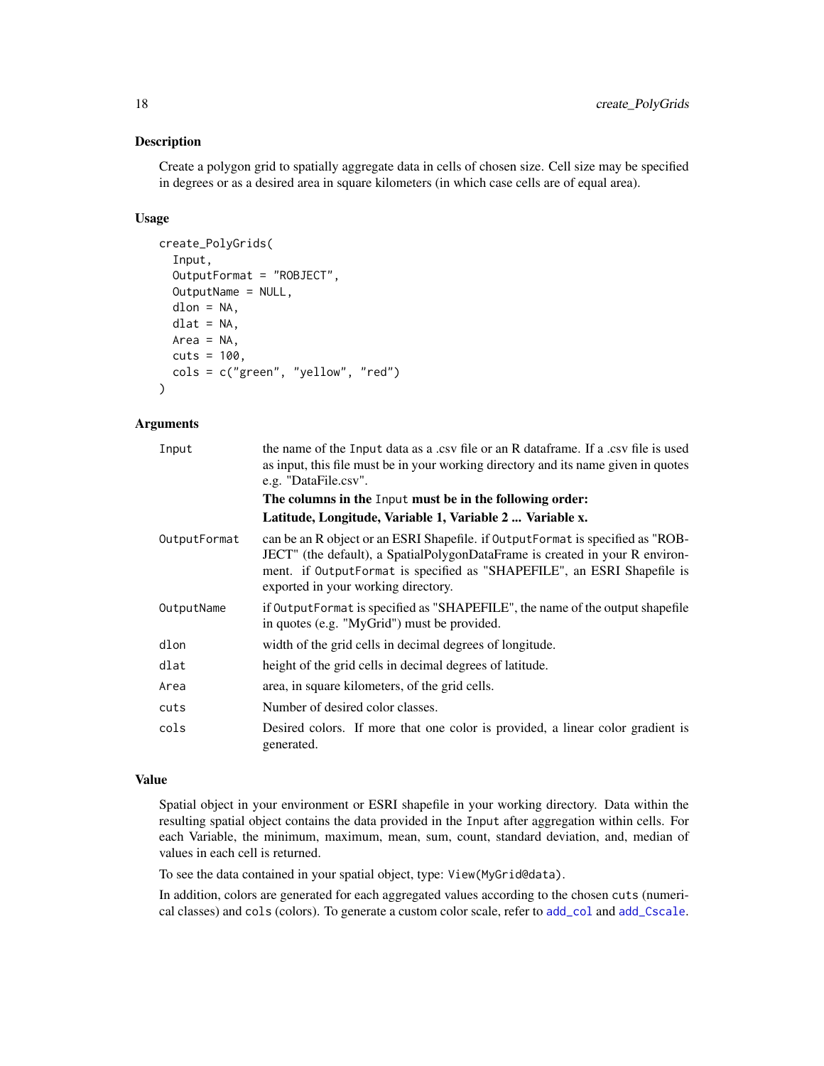## Description

Create a polygon grid to spatially aggregate data in cells of chosen size. Cell size may be specified in degrees or as a desired area in square kilometers (in which case cells are of equal area).

## Usage

```
create_PolyGrids(
  Input,
  OutputFormat = "ROBJECT",
  OutputName = NULL,
  dlon = NA,
  dlat = NA,
  Area = NA,
  cuts = 100,
  cols = c("green", "yellow", "red")
)
```

## Arguments

| | |
|---|---|
| `Input` | the name of the `Input` data as a .csv file or an R dataframe. If a .csv file is used as input, this file must be in your working directory and its name given in quotes e.g. "DataFile.csv". **The columns in the `Input` must be in the following order: Latitude, Longitude, Variable 1, Variable 2 ... Variable x.** |
| `OutputFormat` | can be an R object or an ESRI Shapefile. if `OutputFormat` is specified as "ROBJECT" (the default), a SpatialPolygonDataFrame is created in your R environment. if `OutputFormat` is specified as "SHAPEFILE", an ESRI Shapefile is exported in your working directory. |
| `OutputName` | if `OutputFormat` is specified as "SHAPEFILE", the name of the output shapefile in quotes (e.g. "MyGrid") must be provided. |
| `dlon` | width of the grid cells in decimal degrees of longitude. |
| `dlat` | height of the grid cells in decimal degrees of latitude. |
| `Area` | area, in square kilometers, of the grid cells. |
| `cuts` | Number of desired color classes. |
| `cols` | Desired colors. If more that one color is provided, a linear color gradient is generated. |

## Value

Spatial object in your environment or ESRI shapefile in your working directory. Data within the resulting spatial object contains the data provided in the `Input` after aggregation within cells. For each Variable, the minimum, maximum, mean, sum, count, standard deviation, and, median of values in each cell is returned.

To see the data contained in your spatial object, type: `View(MyGrid@data)`.

In addition, colors are generated for each aggregated values according to the chosen `cuts` (numerical classes) and `cols` (colors). To generate a custom color scale, refer to `add_col` and `add_Cscale`.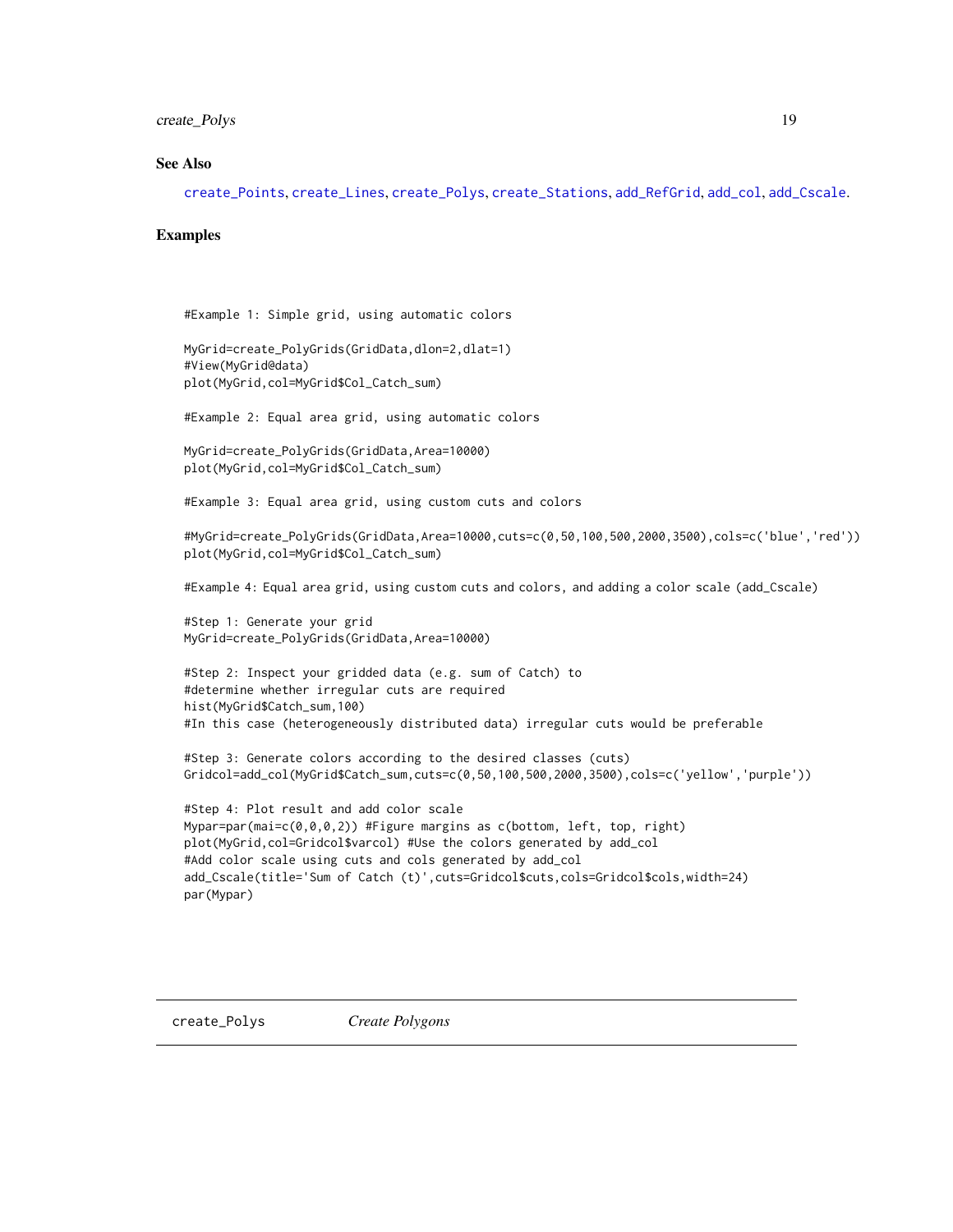## See Also

create_Points, create_Lines, create_Polys, create_Stations, add_RefGrid, add_col, add_Cscale.

## Examples

```
#Example 1: Simple grid, using automatic colors

MyGrid=create_PolyGrids(GridData,dlon=2,dlat=1)
#View(MyGrid@data)
plot(MyGrid,col=MyGrid$Col_Catch_sum)

#Example 2: Equal area grid, using automatic colors

MyGrid=create_PolyGrids(GridData,Area=10000)
plot(MyGrid,col=MyGrid$Col_Catch_sum)

#Example 3: Equal area grid, using custom cuts and colors

#MyGrid=create_PolyGrids(GridData,Area=10000,cuts=c(0,50,100,500,2000,3500),cols=c('blue','red'))
plot(MyGrid,col=MyGrid$Col_Catch_sum)

#Example 4: Equal area grid, using custom cuts and colors, and adding a color scale (add_Cscale)

#Step 1: Generate your grid
MyGrid=create_PolyGrids(GridData,Area=10000)

#Step 2: Inspect your gridded data (e.g. sum of Catch) to
#determine whether irregular cuts are required
hist(MyGrid$Catch_sum,100)
#In this case (heterogeneously distributed data) irregular cuts would be preferable

#Step 3: Generate colors according to the desired classes (cuts)
Gridcol=add_col(MyGrid$Catch_sum,cuts=c(0,50,100,500,2000,3500),cols=c('yellow','purple'))

#Step 4: Plot result and add color scale
Mypar=par(mai=c(0,0,0,2)) #Figure margins as c(bottom, left, top, right)
plot(MyGrid,col=Gridcol$varcol) #Use the colors generated by add_col
#Add color scale using cuts and cols generated by add_col
add_Cscale(title='Sum of Catch (t)',cuts=Gridcol$cuts,cols=Gridcol$cols,width=24)
par(Mypar)
```

---

# create_Polys *Create Polygons*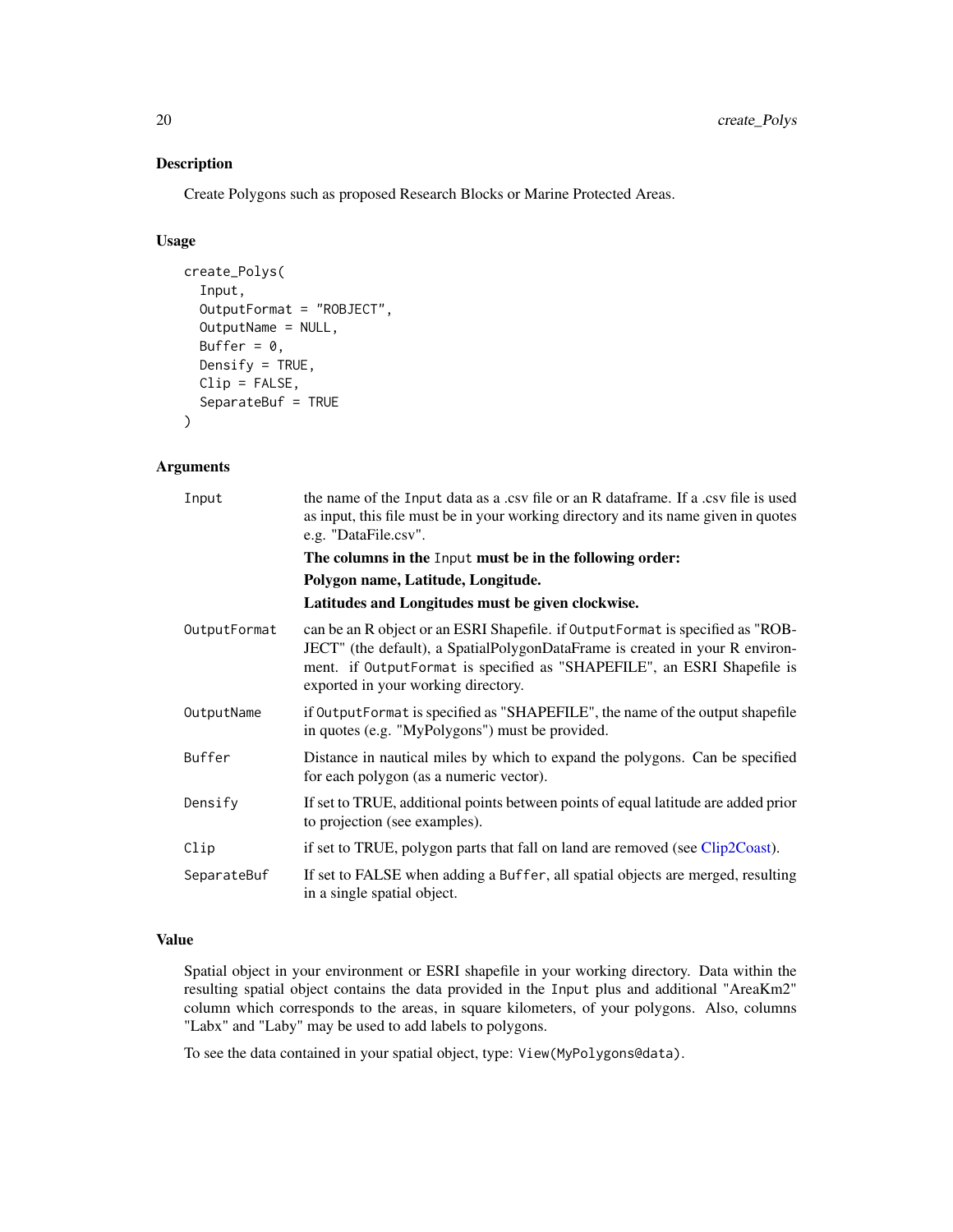## Description

Create Polygons such as proposed Research Blocks or Marine Protected Areas.

## Usage

```
create_Polys(
  Input,
  OutputFormat = "ROBJECT",
  OutputName = NULL,
  Buffer = 0,
  Densify = TRUE,
  Clip = FALSE,
  SeparateBuf = TRUE
)
```

## Arguments

| Argument | Description |
|---|---|
| Input | the name of the Input data as a .csv file or an R dataframe. If a .csv file is used as input, this file must be in your working directory and its name given in quotes e.g. "DataFile.csv".<br>**The columns in the Input must be in the following order:**<br>**Polygon name, Latitude, Longitude.**<br>**Latitudes and Longitudes must be given clockwise.** |
| OutputFormat | can be an R object or an ESRI Shapefile. if OutputFormat is specified as "ROBJECT" (the default), a SpatialPolygonDataFrame is created in your R environment. if OutputFormat is specified as "SHAPEFILE", an ESRI Shapefile is exported in your working directory. |
| OutputName | if OutputFormat is specified as "SHAPEFILE", the name of the output shapefile in quotes (e.g. "MyPolygons") must be provided. |
| Buffer | Distance in nautical miles by which to expand the polygons. Can be specified for each polygon (as a numeric vector). |
| Densify | If set to TRUE, additional points between points of equal latitude are added prior to projection (see examples). |
| Clip | if set to TRUE, polygon parts that fall on land are removed (see Clip2Coast). |
| SeparateBuf | If set to FALSE when adding a Buffer, all spatial objects are merged, resulting in a single spatial object. |

## Value

Spatial object in your environment or ESRI shapefile in your working directory. Data within the resulting spatial object contains the data provided in the Input plus and additional "AreaKm2" column which corresponds to the areas, in square kilometers, of your polygons. Also, columns "Labx" and "Laby" may be used to add labels to polygons.

To see the data contained in your spatial object, type: View(MyPolygons@data).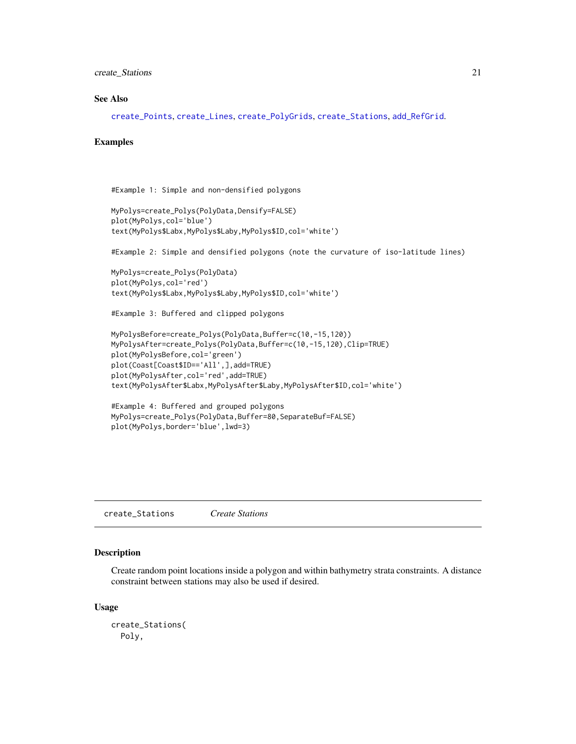### See Also

create_Points, create_Lines, create_PolyGrids, create_Stations, add_RefGrid.

### Examples

```
#Example 1: Simple and non-densified polygons

MyPolys=create_Polys(PolyData,Densify=FALSE)
plot(MyPolys,col='blue')
text(MyPolys$Labx,MyPolys$Laby,MyPolys$ID,col='white')

#Example 2: Simple and densified polygons (note the curvature of iso-latitude lines)

MyPolys=create_Polys(PolyData)
plot(MyPolys,col='red')
text(MyPolys$Labx,MyPolys$Laby,MyPolys$ID,col='white')

#Example 3: Buffered and clipped polygons

MyPolysBefore=create_Polys(PolyData,Buffer=c(10,-15,120))
MyPolysAfter=create_Polys(PolyData,Buffer=c(10,-15,120),Clip=TRUE)
plot(MyPolysBefore,col='green')
plot(Coast[Coast$ID=='All',],add=TRUE)
plot(MyPolysAfter,col='red',add=TRUE)
text(MyPolysAfter$Labx,MyPolysAfter$Laby,MyPolysAfter$ID,col='white')

#Example 4: Buffered and grouped polygons
MyPolys=create_Polys(PolyData,Buffer=80,SeparateBuf=FALSE)
plot(MyPolys,border='blue',lwd=3)
```

---

## create_Stations *Create Stations*

### Description

Create random point locations inside a polygon and within bathymetry strata constraints. A distance constraint between stations may also be used if desired.

### Usage

```
create_Stations(
  Poly,
```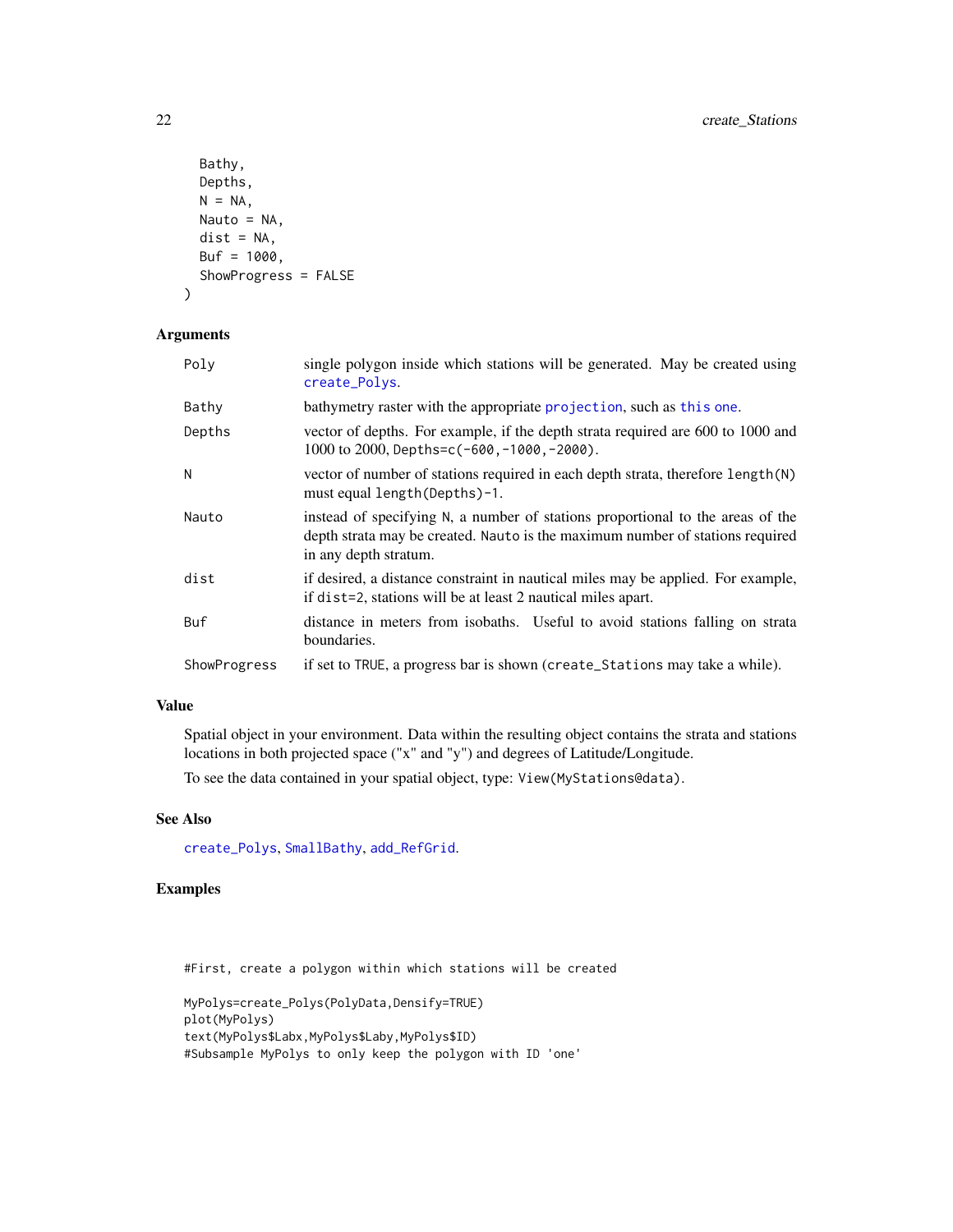```
  Bathy,
  Depths,
  N = NA,
  Nauto = NA,
  dist = NA,
  Buf = 1000,
  ShowProgress = FALSE
)
```

## Arguments

| | |
|---|---|
| Poly | single polygon inside which stations will be generated. May be created using create_Polys. |
| Bathy | bathymetry raster with the appropriate projection, such as this one. |
| Depths | vector of depths. For example, if the depth strata required are 600 to 1000 and 1000 to 2000, Depths=c(-600,-1000,-2000). |
| N | vector of number of stations required in each depth strata, therefore length(N) must equal length(Depths)-1. |
| Nauto | instead of specifying N, a number of stations proportional to the areas of the depth strata may be created. Nauto is the maximum number of stations required in any depth stratum. |
| dist | if desired, a distance constraint in nautical miles may be applied. For example, if dist=2, stations will be at least 2 nautical miles apart. |
| Buf | distance in meters from isobaths. Useful to avoid stations falling on strata boundaries. |
| ShowProgress | if set to TRUE, a progress bar is shown (create_Stations may take a while). |

## Value

Spatial object in your environment. Data within the resulting object contains the strata and stations locations in both projected space ("x" and "y") and degrees of Latitude/Longitude.

To see the data contained in your spatial object, type: View(MyStations@data).

## See Also

create_Polys, SmallBathy, add_RefGrid.

## Examples

```
#First, create a polygon within which stations will be created

MyPolys=create_Polys(PolyData,Densify=TRUE)
plot(MyPolys)
text(MyPolys$Labx,MyPolys$Laby,MyPolys$ID)
#Subsample MyPolys to only keep the polygon with ID 'one'
```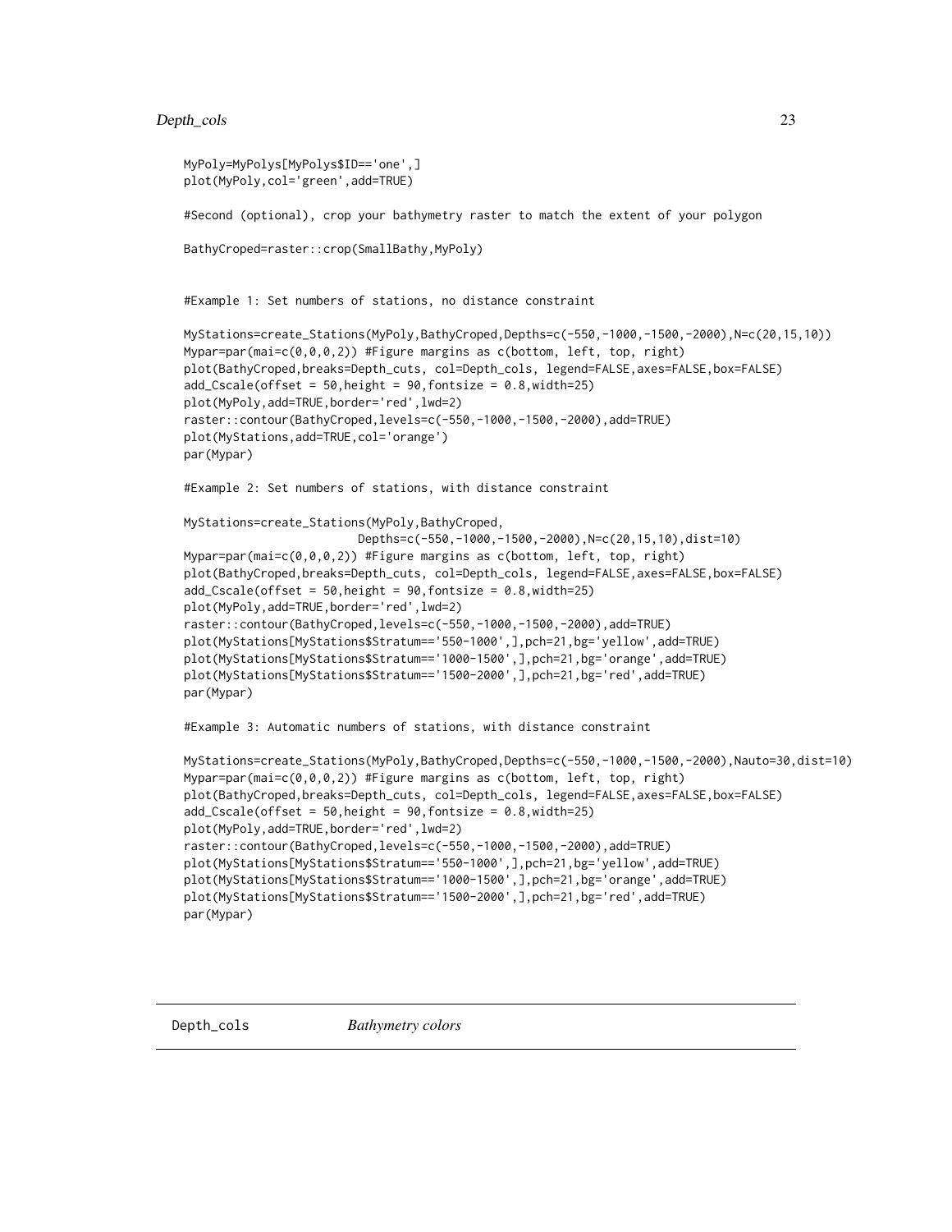```
MyPoly=MyPolys[MyPolys$ID=='one',]
plot(MyPoly,col='green',add=TRUE)

#Second (optional), crop your bathymetry raster to match the extent of your polygon

BathyCroped=raster::crop(SmallBathy,MyPoly)


#Example 1: Set numbers of stations, no distance constraint

MyStations=create_Stations(MyPoly,BathyCroped,Depths=c(-550,-1000,-1500,-2000),N=c(20,15,10))
Mypar=par(mai=c(0,0,0,2)) #Figure margins as c(bottom, left, top, right)
plot(BathyCroped,breaks=Depth_cuts, col=Depth_cols, legend=FALSE,axes=FALSE,box=FALSE)
add_Cscale(offset = 50,height = 90,fontsize = 0.8,width=25)
plot(MyPoly,add=TRUE,border='red',lwd=2)
raster::contour(BathyCroped,levels=c(-550,-1000,-1500,-2000),add=TRUE)
plot(MyStations,add=TRUE,col='orange')
par(Mypar)

#Example 2: Set numbers of stations, with distance constraint

MyStations=create_Stations(MyPoly,BathyCroped,
                           Depths=c(-550,-1000,-1500,-2000),N=c(20,15,10),dist=10)
Mypar=par(mai=c(0,0,0,2)) #Figure margins as c(bottom, left, top, right)
plot(BathyCroped,breaks=Depth_cuts, col=Depth_cols, legend=FALSE,axes=FALSE,box=FALSE)
add_Cscale(offset = 50,height = 90,fontsize = 0.8,width=25)
plot(MyPoly,add=TRUE,border='red',lwd=2)
raster::contour(BathyCroped,levels=c(-550,-1000,-1500,-2000),add=TRUE)
plot(MyStations[MyStations$Stratum=='550-1000',],pch=21,bg='yellow',add=TRUE)
plot(MyStations[MyStations$Stratum=='1000-1500',],pch=21,bg='orange',add=TRUE)
plot(MyStations[MyStations$Stratum=='1500-2000',],pch=21,bg='red',add=TRUE)
par(Mypar)

#Example 3: Automatic numbers of stations, with distance constraint

MyStations=create_Stations(MyPoly,BathyCroped,Depths=c(-550,-1000,-1500,-2000),Nauto=30,dist=10)
Mypar=par(mai=c(0,0,0,2)) #Figure margins as c(bottom, left, top, right)
plot(BathyCroped,breaks=Depth_cuts, col=Depth_cols, legend=FALSE,axes=FALSE,box=FALSE)
add_Cscale(offset = 50,height = 90,fontsize = 0.8,width=25)
plot(MyPoly,add=TRUE,border='red',lwd=2)
raster::contour(BathyCroped,levels=c(-550,-1000,-1500,-2000),add=TRUE)
plot(MyStations[MyStations$Stratum=='550-1000',],pch=21,bg='yellow',add=TRUE)
plot(MyStations[MyStations$Stratum=='1000-1500',],pch=21,bg='orange',add=TRUE)
plot(MyStations[MyStations$Stratum=='1500-2000',],pch=21,bg='red',add=TRUE)
par(Mypar)
```

## Depth_cols *Bathymetry colors*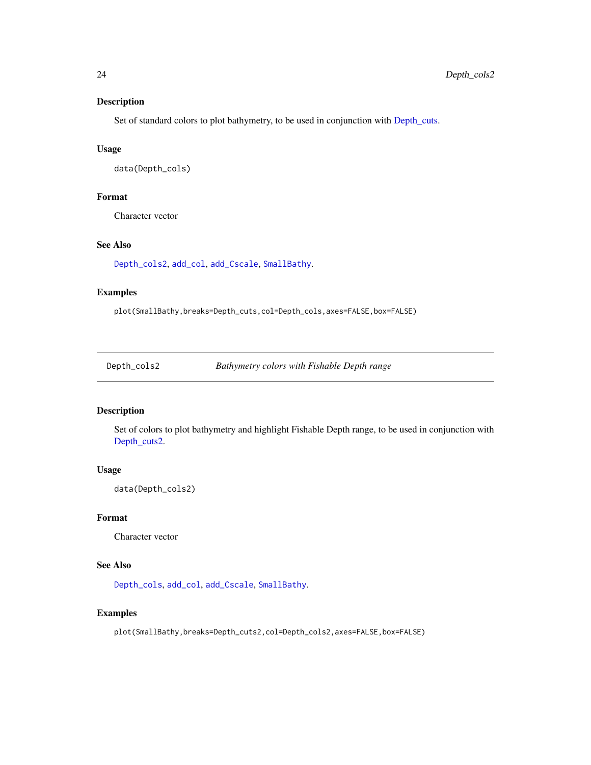### Description

Set of standard colors to plot bathymetry, to be used in conjunction with Depth_cuts.

### Usage

```
data(Depth_cols)
```

### Format

Character vector

### See Also

Depth_cols2, add_col, add_Cscale, SmallBathy.

### Examples

```
plot(SmallBathy,breaks=Depth_cuts,col=Depth_cols,axes=FALSE,box=FALSE)
```

---

## Depth_cols2 — *Bathymetry colors with Fishable Depth range*

---

### Description

Set of colors to plot bathymetry and highlight Fishable Depth range, to be used in conjunction with Depth_cuts2.

### Usage

```
data(Depth_cols2)
```

### Format

Character vector

### See Also

Depth_cols, add_col, add_Cscale, SmallBathy.

### Examples

```
plot(SmallBathy,breaks=Depth_cuts2,col=Depth_cols2,axes=FALSE,box=FALSE)
```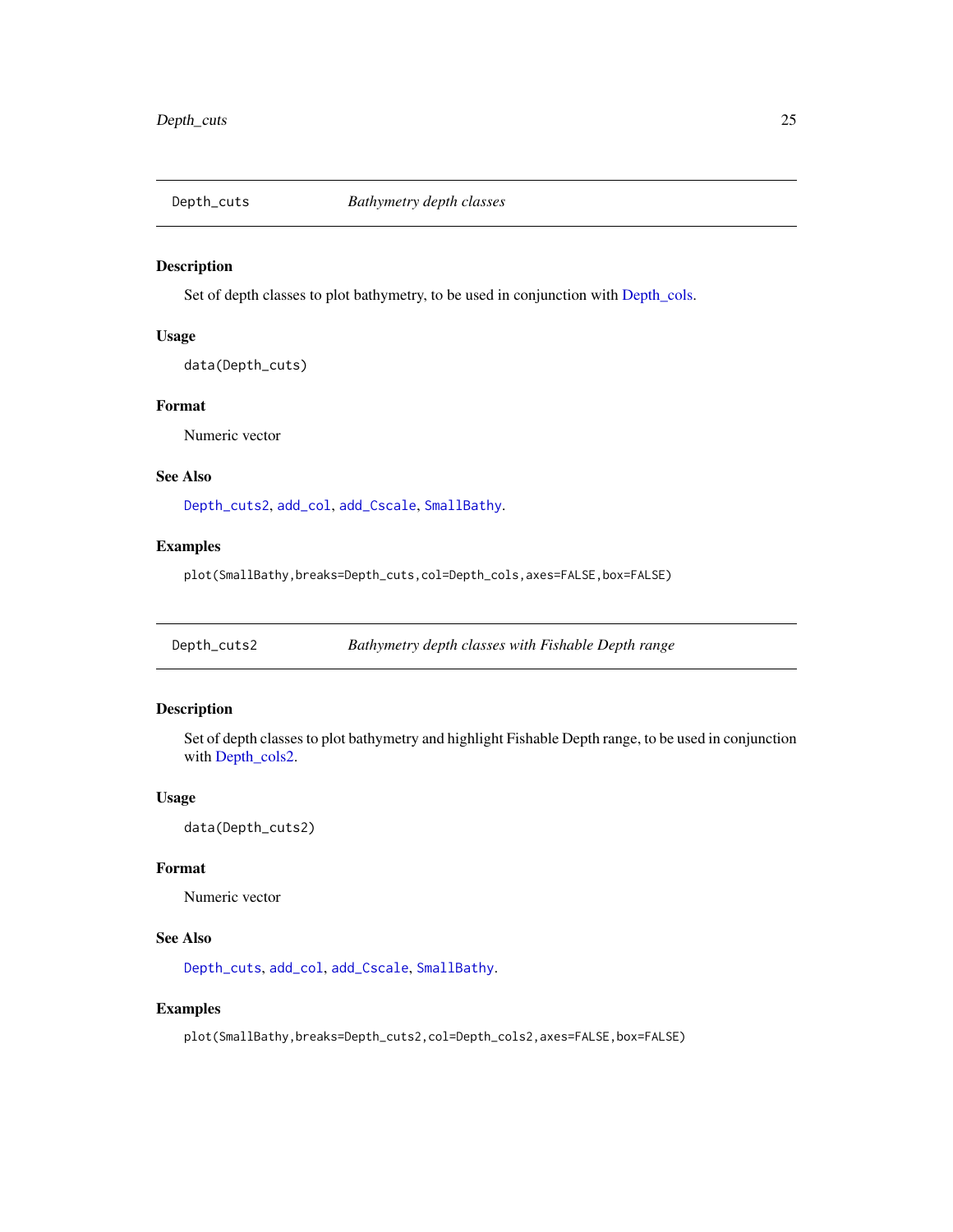## Depth_cuts *Bathymetry depth classes*

### Description

Set of depth classes to plot bathymetry, to be used in conjunction with Depth_cols.

### Usage

```
data(Depth_cuts)
```

### Format

Numeric vector

### See Also

`Depth_cuts2`, `add_col`, `add_Cscale`, `SmallBathy`.

### Examples

```
plot(SmallBathy,breaks=Depth_cuts,col=Depth_cols,axes=FALSE,box=FALSE)
```

## Depth_cuts2 *Bathymetry depth classes with Fishable Depth range*

### Description

Set of depth classes to plot bathymetry and highlight Fishable Depth range, to be used in conjunction with Depth_cols2.

### Usage

```
data(Depth_cuts2)
```

### Format

Numeric vector

### See Also

`Depth_cuts`, `add_col`, `add_Cscale`, `SmallBathy`.

### Examples

```
plot(SmallBathy,breaks=Depth_cuts2,col=Depth_cols2,axes=FALSE,box=FALSE)
```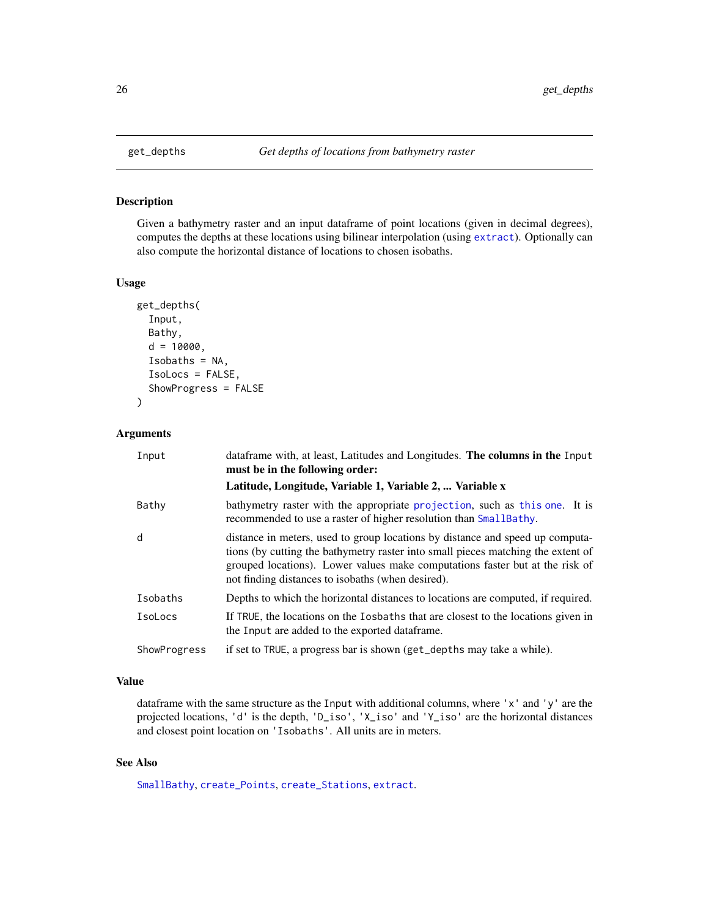## get_depths — *Get depths of locations from bathymetry raster*

### Description

Given a bathymetry raster and an input dataframe of point locations (given in decimal degrees), computes the depths at these locations using bilinear interpolation (using extract). Optionally can also compute the horizontal distance of locations to chosen isobaths.

### Usage

```
get_depths(
  Input,
  Bathy,
  d = 10000,
  Isobaths = NA,
  IsoLocs = FALSE,
  ShowProgress = FALSE
)
```

### Arguments

| | |
|---|---|
| `Input` | dataframe with, at least, Latitudes and Longitudes. **The columns in the `Input` must be in the following order:** **Latitude, Longitude, Variable 1, Variable 2, ... Variable x** |
| `Bathy` | bathymetry raster with the appropriate projection, such as this one. It is recommended to use a raster of higher resolution than SmallBathy. |
| `d` | distance in meters, used to group locations by distance and speed up computations (by cutting the bathymetry raster into small pieces matching the extent of grouped locations). Lower values make computations faster but at the risk of not finding distances to isobaths (when desired). |
| `Isobaths` | Depths to which the horizontal distances to locations are computed, if required. |
| `IsoLocs` | If `TRUE`, the locations on the `Iosbaths` that are closest to the locations given in the `Input` are added to the exported dataframe. |
| `ShowProgress` | if set to `TRUE`, a progress bar is shown (`get_depths` may take a while). |

### Value

dataframe with the same structure as the `Input` with additional columns, where `'x'` and `'y'` are the projected locations, `'d'` is the depth, `'D_iso'`, `'X_iso'` and `'Y_iso'` are the horizontal distances and closest point location on `'Isobaths'`. All units are in meters.

### See Also

SmallBathy, create_Points, create_Stations, extract.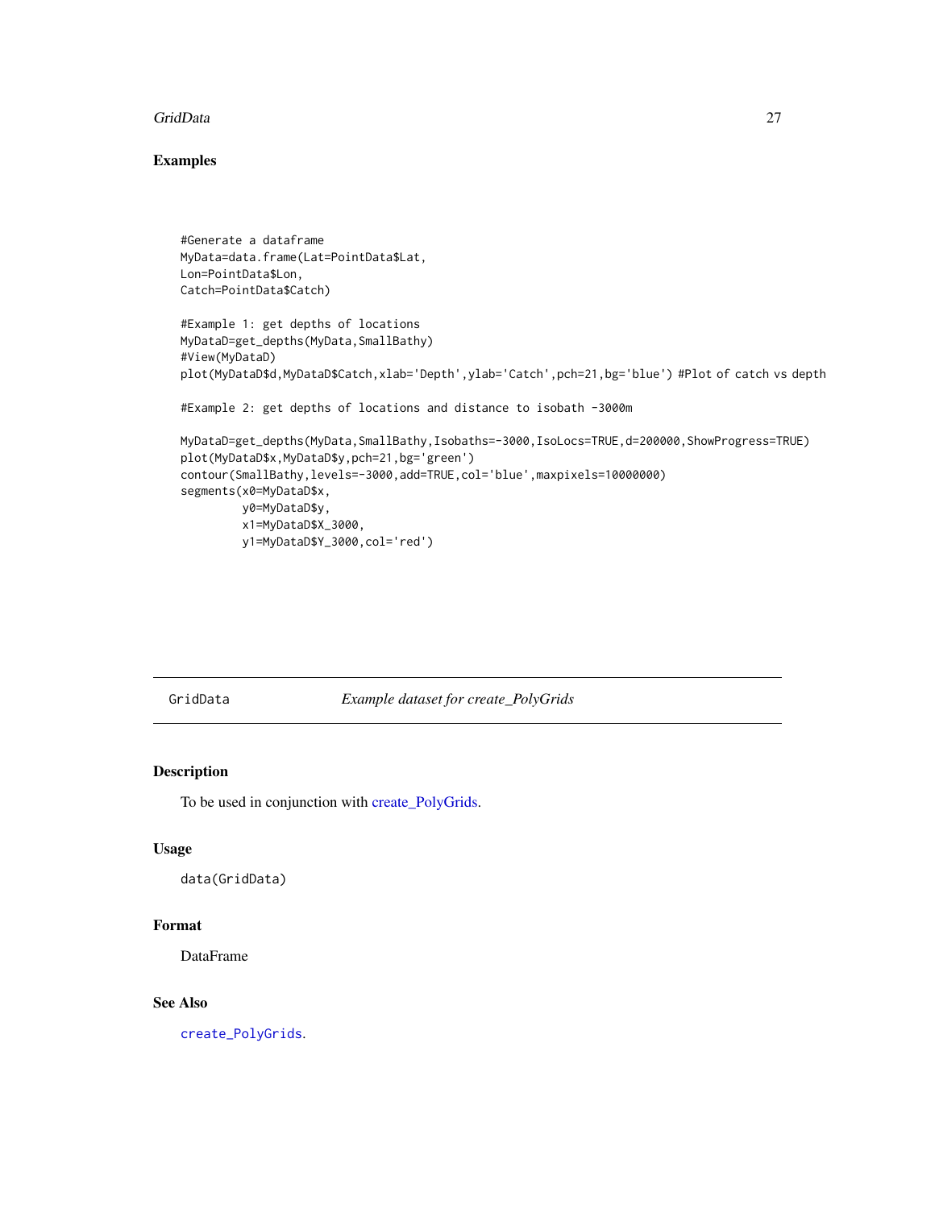## Examples

```
#Generate a dataframe
MyData=data.frame(Lat=PointData$Lat,
Lon=PointData$Lon,
Catch=PointData$Catch)

#Example 1: get depths of locations
MyDataD=get_depths(MyData,SmallBathy)
#View(MyDataD)
plot(MyDataD$d,MyDataD$Catch,xlab='Depth',ylab='Catch',pch=21,bg='blue') #Plot of catch vs depth

#Example 2: get depths of locations and distance to isobath -3000m

MyDataD=get_depths(MyData,SmallBathy,Isobaths=-3000,IsoLocs=TRUE,d=200000,ShowProgress=TRUE)
plot(MyDataD$x,MyDataD$y,pch=21,bg='green')
contour(SmallBathy,levels=-3000,add=TRUE,col='blue',maxpixels=10000000)
segments(x0=MyDataD$x,
         y0=MyDataD$y,
         x1=MyDataD$X_3000,
         y1=MyDataD$Y_3000,col='red')
```

---

# GridData — *Example dataset for create_PolyGrids*

## Description

To be used in conjunction with create_PolyGrids.

## Usage

```
data(GridData)
```

## Format

DataFrame

## See Also

`create_PolyGrids`.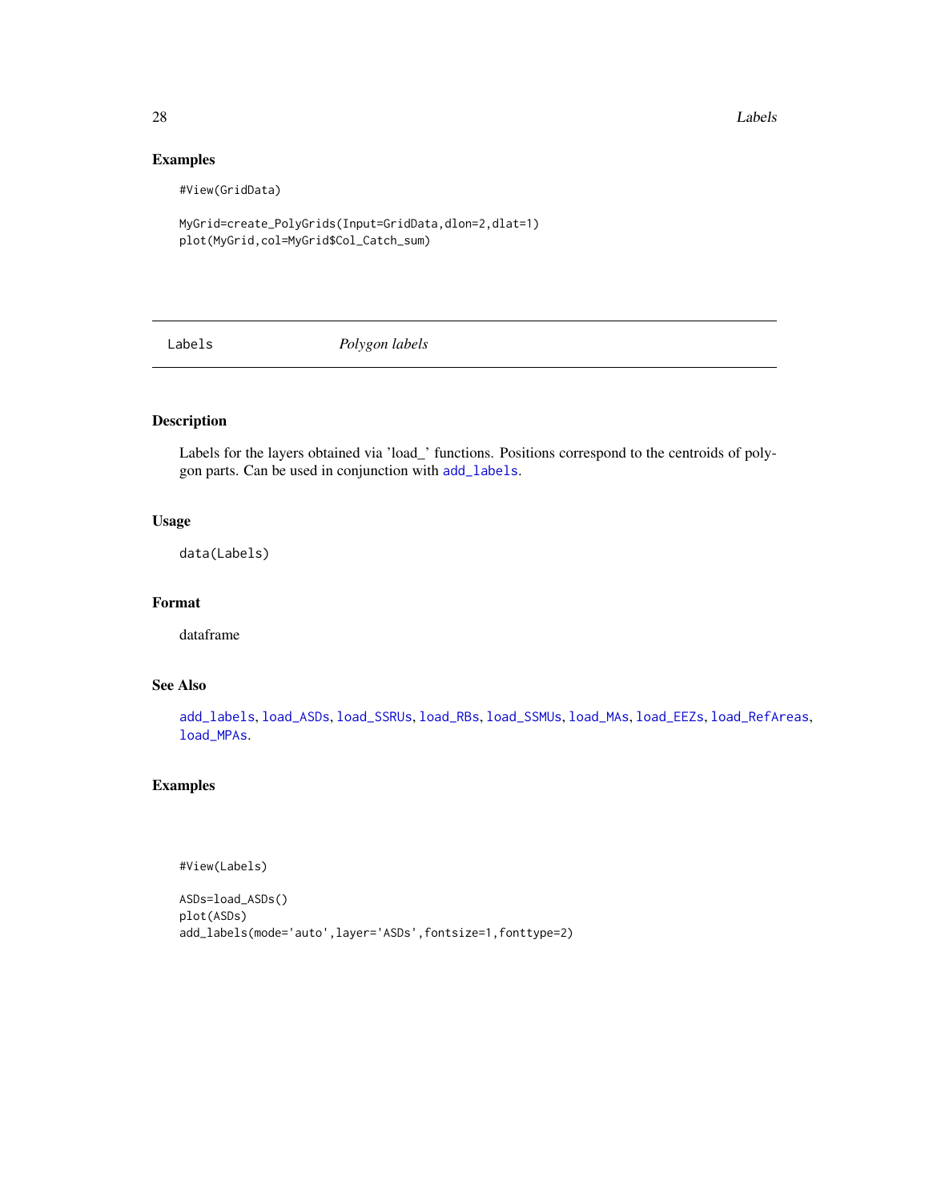## Examples

```
#View(GridData)

MyGrid=create_PolyGrids(Input=GridData,dlon=2,dlat=1)
plot(MyGrid,col=MyGrid$Col_Catch_sum)
```

---

# Labels — *Polygon labels*

---

## Description

Labels for the layers obtained via 'load_' functions. Positions correspond to the centroids of polygon parts. Can be used in conjunction with `add_labels`.

## Usage

```
data(Labels)
```

## Format

dataframe

## See Also

`add_labels`, `load_ASDs`, `load_SSRUs`, `load_RBs`, `load_SSMUs`, `load_MAs`, `load_EEZs`, `load_RefAreas`, `load_MPAs`.

## Examples

```
#View(Labels)

ASDs=load_ASDs()
plot(ASDs)
add_labels(mode='auto',layer='ASDs',fontsize=1,fonttype=2)
```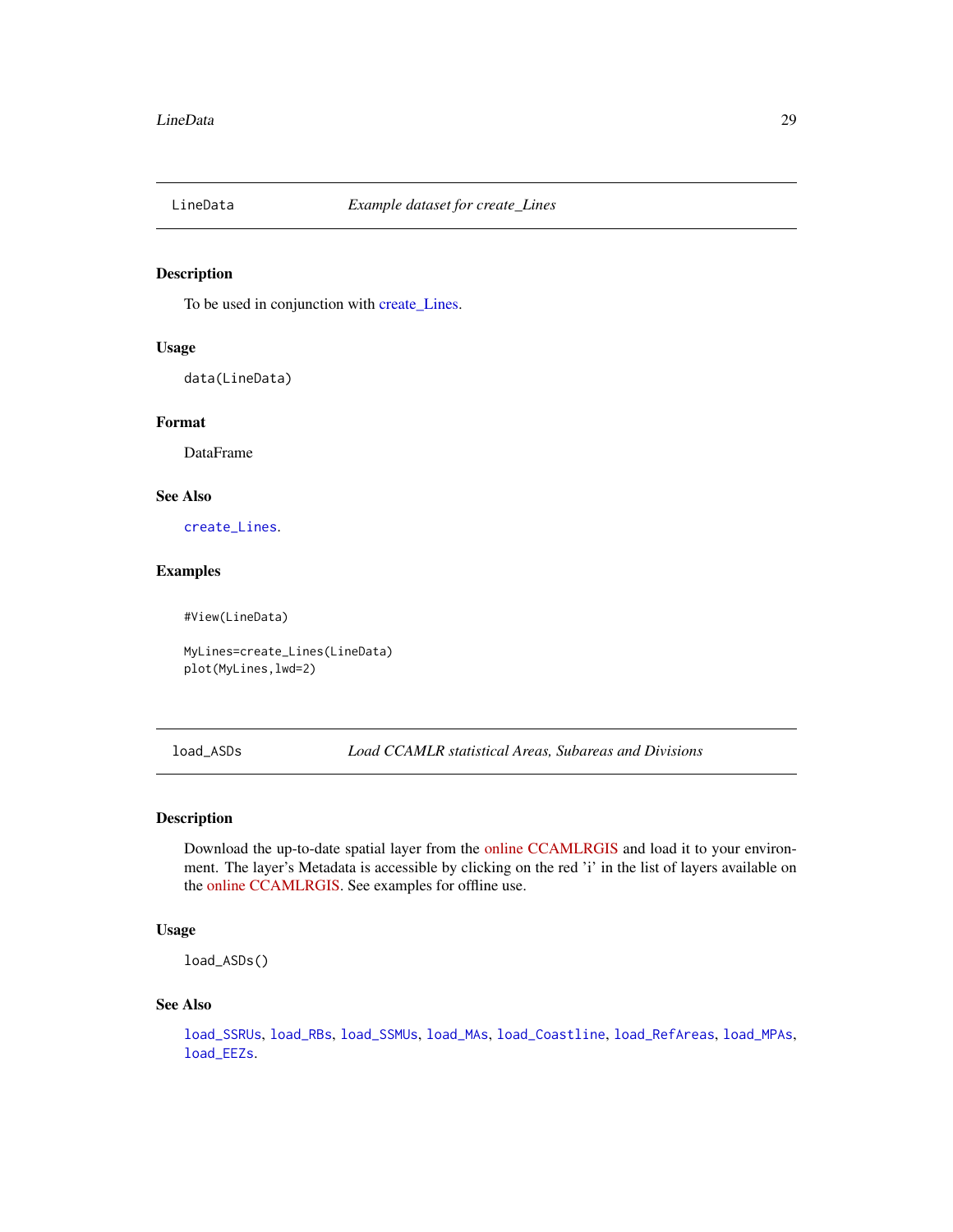## LineData — *Example dataset for create_Lines*

### Description

To be used in conjunction with create_Lines.

### Usage

```
data(LineData)
```

### Format

DataFrame

### See Also

`create_Lines`.

### Examples

```
#View(LineData)

MyLines=create_Lines(LineData)
plot(MyLines,lwd=2)
```

## load_ASDs — *Load CCAMLR statistical Areas, Subareas and Divisions*

### Description

Download the up-to-date spatial layer from the online CCAMLRGIS and load it to your environment. The layer's Metadata is accessible by clicking on the red 'i' in the list of layers available on the online CCAMLRGIS. See examples for offline use.

### Usage

```
load_ASDs()
```

### See Also

`load_SSRUs`, `load_RBs`, `load_SSMUs`, `load_MAs`, `load_Coastline`, `load_RefAreas`, `load_MPAs`, `load_EEZs`.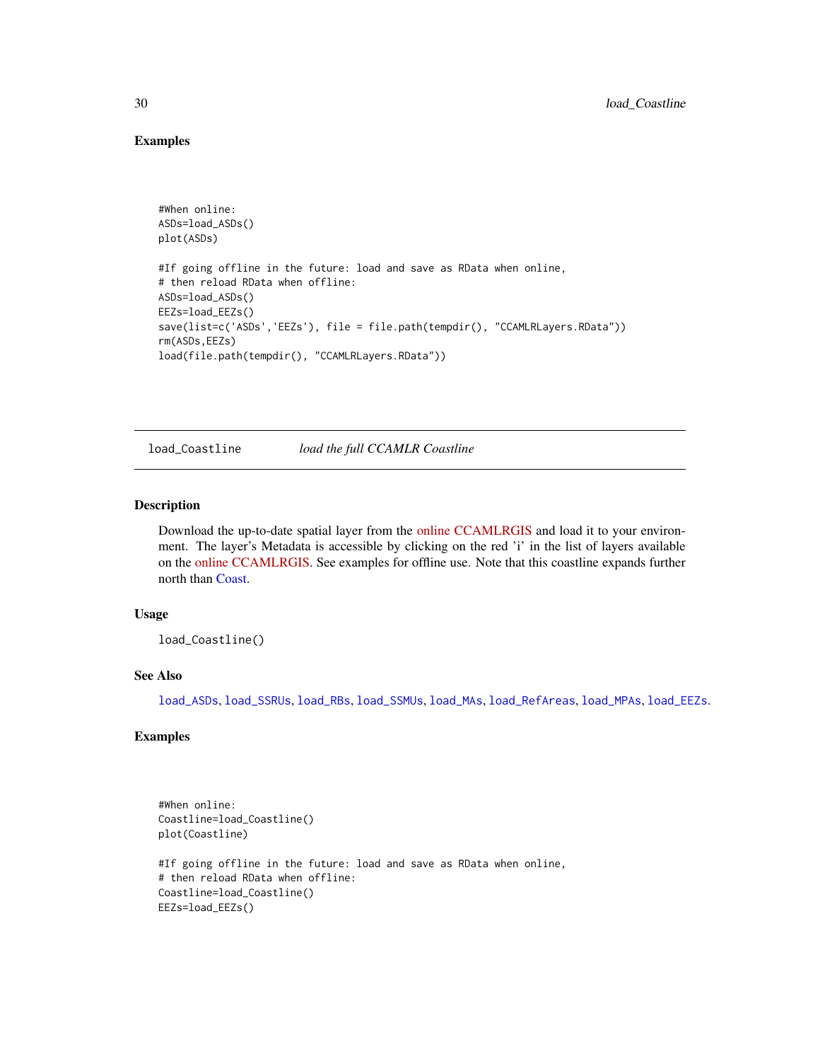### Examples

```
#When online:
ASDs=load_ASDs()
plot(ASDs)

#If going offline in the future: load and save as RData when online,
# then reload RData when offline:
ASDs=load_ASDs()
EEZs=load_EEZs()
save(list=c('ASDs','EEZs'), file = file.path(tempdir(), "CCAMLRLayers.RData"))
rm(ASDs,EEZs)
load(file.path(tempdir(), "CCAMLRLayers.RData"))
```

---

## load_Coastline — *load the full CCAMLR Coastline*

### Description

Download the up-to-date spatial layer from the online CCAMLRGIS and load it to your environment. The layer's Metadata is accessible by clicking on the red 'i' in the list of layers available on the online CCAMLRGIS. See examples for offline use. Note that this coastline expands further north than Coast.

### Usage

```
load_Coastline()
```

### See Also

`load_ASDs`, `load_SSRUs`, `load_RBs`, `load_SSMUs`, `load_MAs`, `load_RefAreas`, `load_MPAs`, `load_EEZs`.

### Examples

```
#When online:
Coastline=load_Coastline()
plot(Coastline)

#If going offline in the future: load and save as RData when online,
# then reload RData when offline:
Coastline=load_Coastline()
EEZs=load_EEZs()
```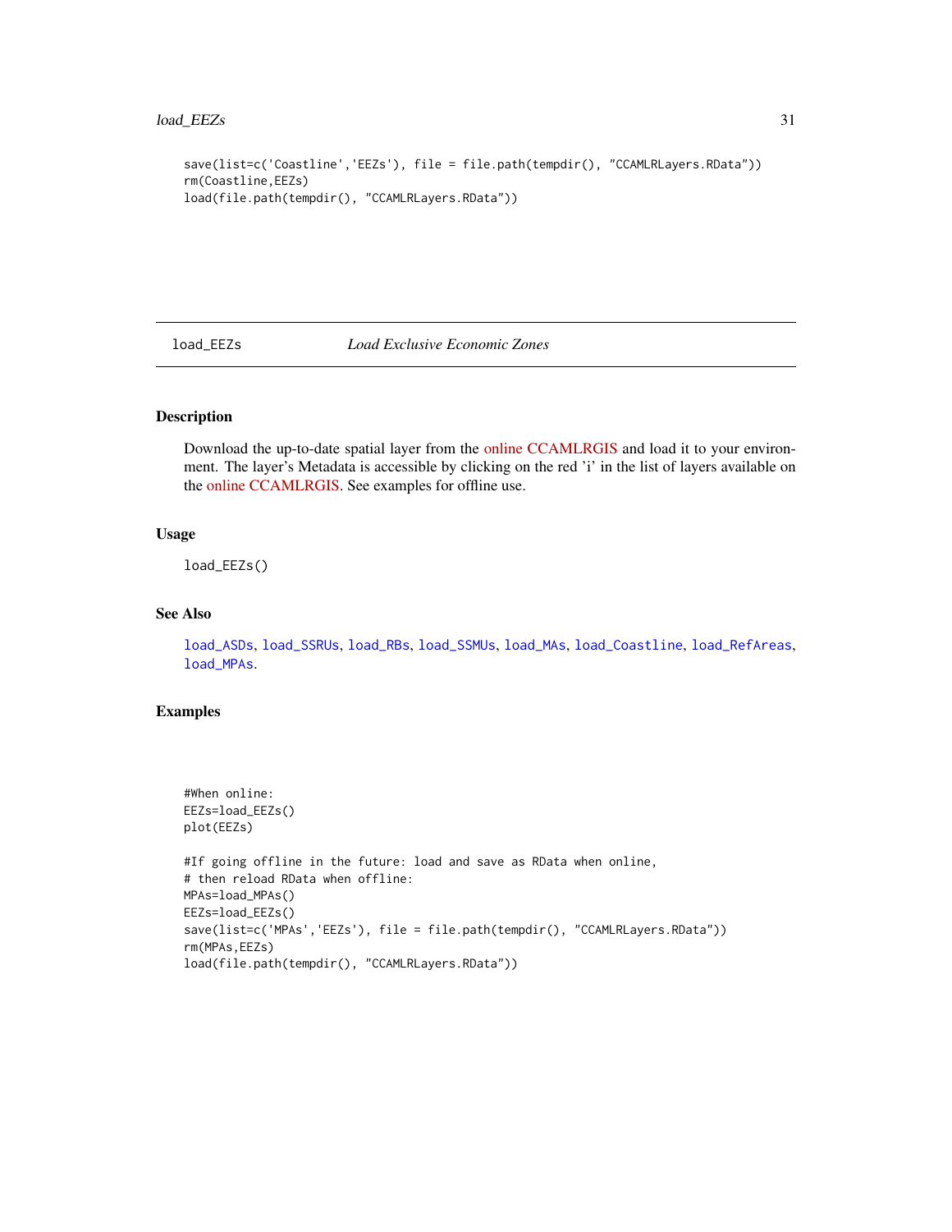```
save(list=c('Coastline','EEZs'), file = file.path(tempdir(), "CCAMLRLayers.RData"))
rm(Coastline,EEZs)
load(file.path(tempdir(), "CCAMLRLayers.RData"))
```

---

## load_EEZs    *Load Exclusive Economic Zones*

### Description

Download the up-to-date spatial layer from the online CCAMLRGIS and load it to your environment. The layer's Metadata is accessible by clicking on the red 'i' in the list of layers available on the online CCAMLRGIS. See examples for offline use.

### Usage

```
load_EEZs()
```

### See Also

load_ASDs, load_SSRUs, load_RBs, load_SSMUs, load_MAs, load_Coastline, load_RefAreas, load_MPAs.

### Examples

```
#When online:
EEZs=load_EEZs()
plot(EEZs)

#If going offline in the future: load and save as RData when online,
# then reload RData when offline:
MPAs=load_MPAs()
EEZs=load_EEZs()
save(list=c('MPAs','EEZs'), file = file.path(tempdir(), "CCAMLRLayers.RData"))
rm(MPAs,EEZs)
load(file.path(tempdir(), "CCAMLRLayers.RData"))
```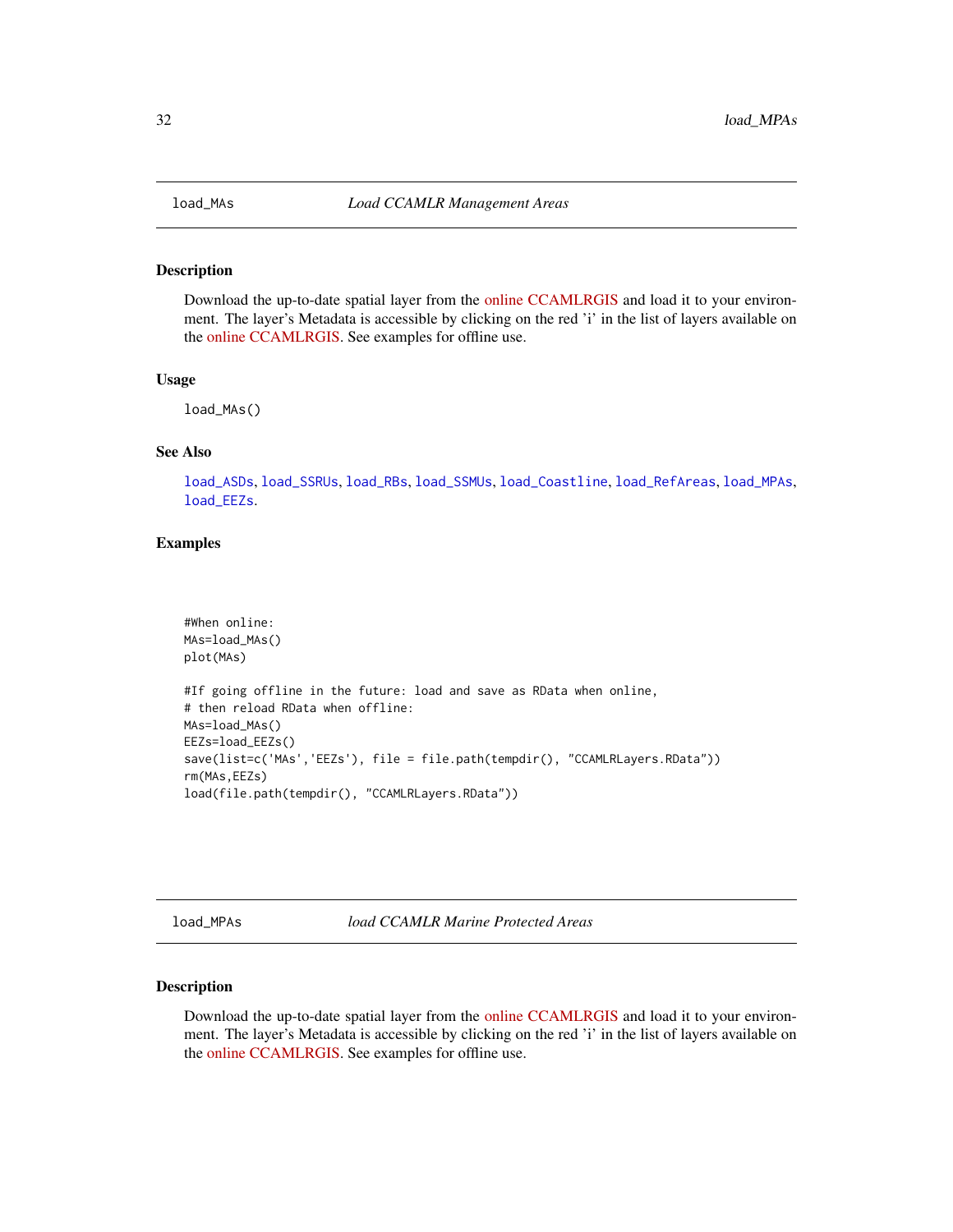## load_MAs — *Load CCAMLR Management Areas*

### Description

Download the up-to-date spatial layer from the online CCAMLRGIS and load it to your environment. The layer's Metadata is accessible by clicking on the red 'i' in the list of layers available on the online CCAMLRGIS. See examples for offline use.

### Usage

```
load_MAs()
```

### See Also

load_ASDs, load_SSRUs, load_RBs, load_SSMUs, load_Coastline, load_RefAreas, load_MPAs, load_EEZs.

### Examples

```
#When online:
MAs=load_MAs()
plot(MAs)

#If going offline in the future: load and save as RData when online,
# then reload RData when offline:
MAs=load_MAs()
EEZs=load_EEZs()
save(list=c('MAs','EEZs'), file = file.path(tempdir(), "CCAMLRLayers.RData"))
rm(MAs,EEZs)
load(file.path(tempdir(), "CCAMLRLayers.RData"))
```

## load_MPAs — *load CCAMLR Marine Protected Areas*

### Description

Download the up-to-date spatial layer from the online CCAMLRGIS and load it to your environment. The layer's Metadata is accessible by clicking on the red 'i' in the list of layers available on the online CCAMLRGIS. See examples for offline use.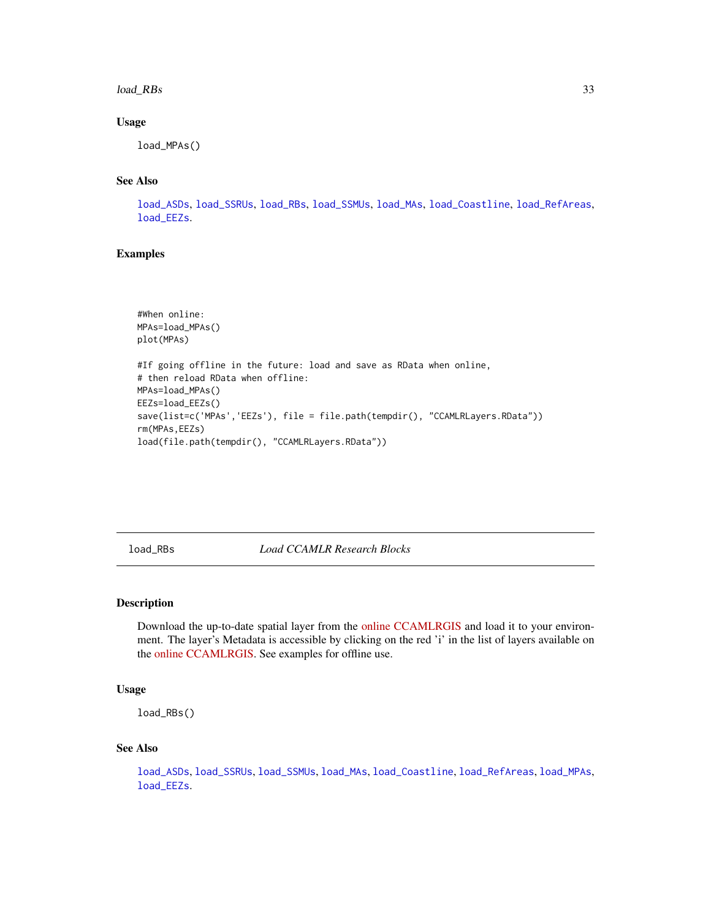### Usage

```
load_MPAs()
```

### See Also

load_ASDs, load_SSRUs, load_RBs, load_SSMUs, load_MAs, load_Coastline, load_RefAreas, load_EEZs.

### Examples

```
#When online:
MPAs=load_MPAs()
plot(MPAs)

#If going offline in the future: load and save as RData when online,
# then reload RData when offline:
MPAs=load_MPAs()
EEZs=load_EEZs()
save(list=c('MPAs','EEZs'), file = file.path(tempdir(), "CCAMLRLayers.RData"))
rm(MPAs,EEZs)
load(file.path(tempdir(), "CCAMLRLayers.RData"))
```

---

## load_RBs *Load CCAMLR Research Blocks*

### Description

Download the up-to-date spatial layer from the online CCAMLRGIS and load it to your environment. The layer's Metadata is accessible by clicking on the red 'i' in the list of layers available on the online CCAMLRGIS. See examples for offline use.

### Usage

```
load_RBs()
```

### See Also

load_ASDs, load_SSRUs, load_SSMUs, load_MAs, load_Coastline, load_RefAreas, load_MPAs, load_EEZs.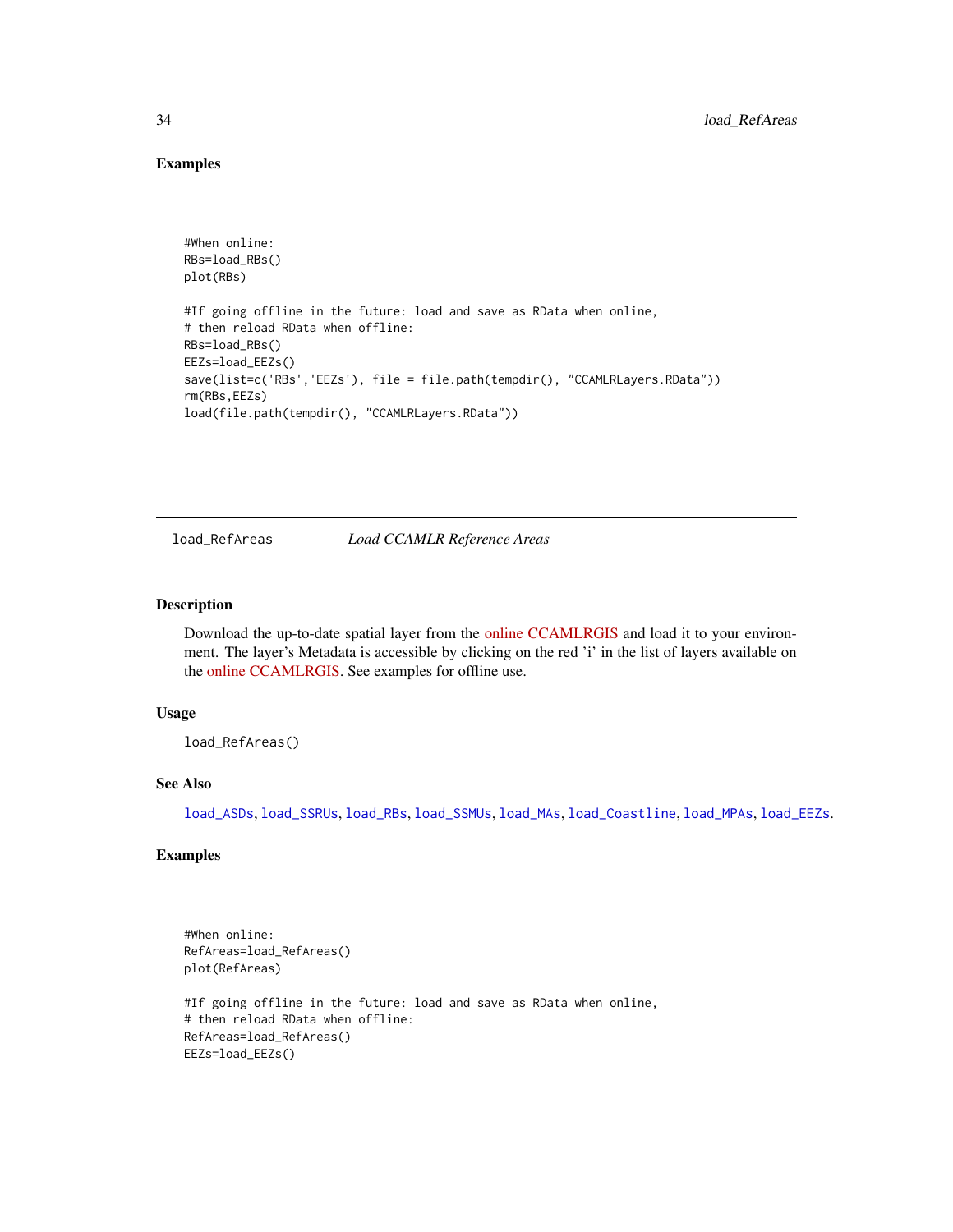## Examples

```
#When online:
RBs=load_RBs()
plot(RBs)

#If going offline in the future: load and save as RData when online,
# then reload RData when offline:
RBs=load_RBs()
EEZs=load_EEZs()
save(list=c('RBs','EEZs'), file = file.path(tempdir(), "CCAMLRLayers.RData"))
rm(RBs,EEZs)
load(file.path(tempdir(), "CCAMLRLayers.RData"))
```

---

# load_RefAreas *Load CCAMLR Reference Areas*

## Description

Download the up-to-date spatial layer from the online CCAMLRGIS and load it to your environment. The layer's Metadata is accessible by clicking on the red 'i' in the list of layers available on the online CCAMLRGIS. See examples for offline use.

## Usage

```
load_RefAreas()
```

## See Also

load_ASDs, load_SSRUs, load_RBs, load_SSMUs, load_MAs, load_Coastline, load_MPAs, load_EEZs.

## Examples

```
#When online:
RefAreas=load_RefAreas()
plot(RefAreas)

#If going offline in the future: load and save as RData when online,
# then reload RData when offline:
RefAreas=load_RefAreas()
EEZs=load_EEZs()
```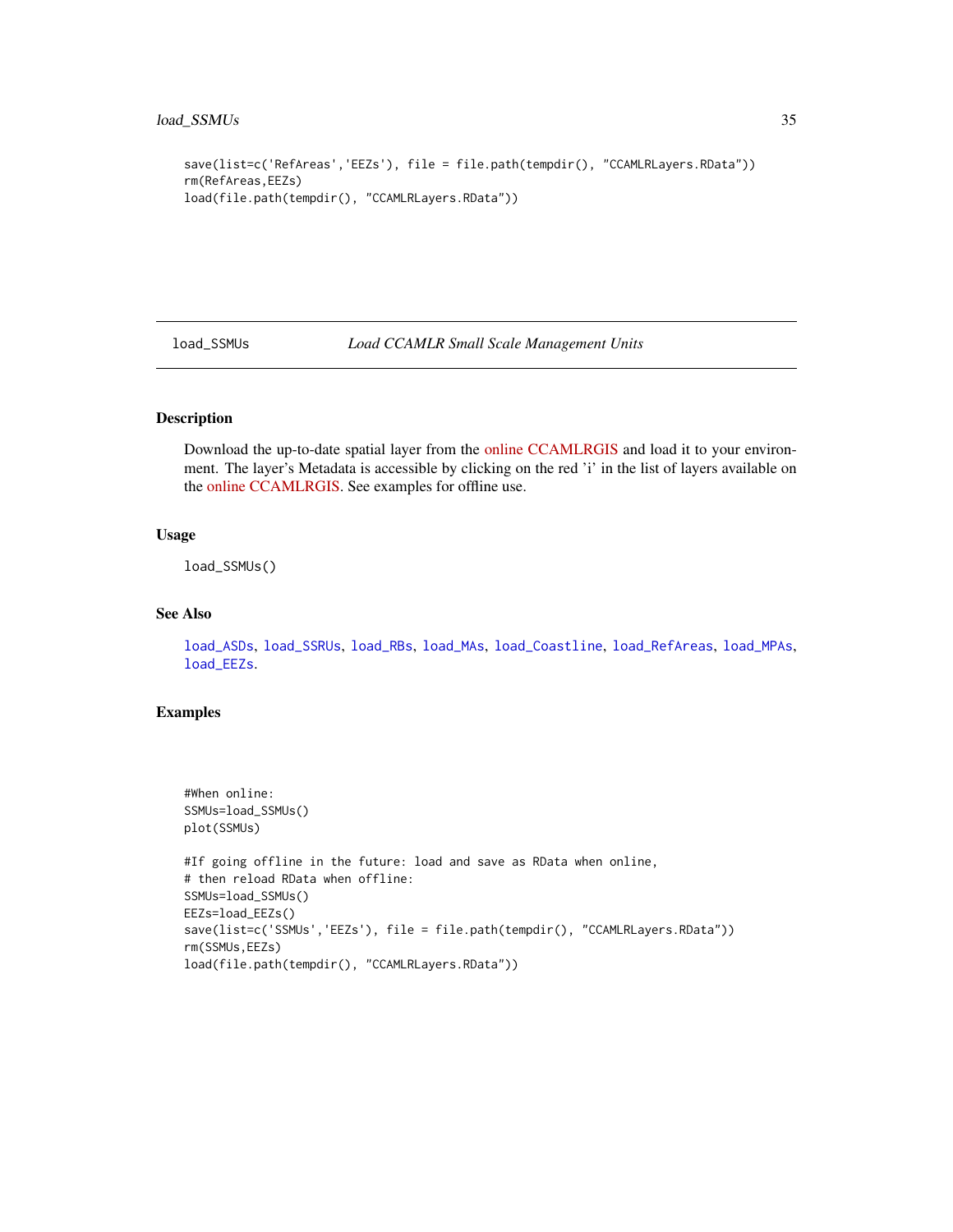```
save(list=c('RefAreas','EEZs'), file = file.path(tempdir(), "CCAMLRLayers.RData"))
rm(RefAreas,EEZs)
load(file.path(tempdir(), "CCAMLRLayers.RData"))
```

---

## load_SSMUs — *Load CCAMLR Small Scale Management Units*

### Description

Download the up-to-date spatial layer from the online CCAMLRGIS and load it to your environment. The layer's Metadata is accessible by clicking on the red 'i' in the list of layers available on the online CCAMLRGIS. See examples for offline use.

### Usage

```
load_SSMUs()
```

### See Also

load_ASDs, load_SSRUs, load_RBs, load_MAs, load_Coastline, load_RefAreas, load_MPAs, load_EEZs.

### Examples

```
#When online:
SSMUs=load_SSMUs()
plot(SSMUs)

#If going offline in the future: load and save as RData when online,
# then reload RData when offline:
SSMUs=load_SSMUs()
EEZs=load_EEZs()
save(list=c('SSMUs','EEZs'), file = file.path(tempdir(), "CCAMLRLayers.RData"))
rm(SSMUs,EEZs)
load(file.path(tempdir(), "CCAMLRLayers.RData"))
```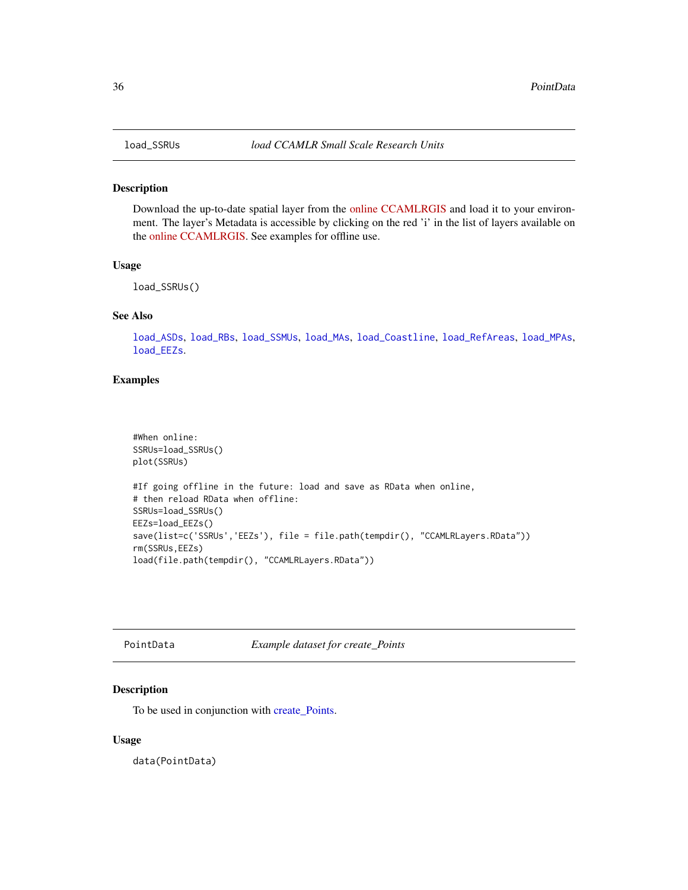## load_SSRUs — *load CCAMLR Small Scale Research Units*

### Description

Download the up-to-date spatial layer from the online CCAMLRGIS and load it to your environment. The layer's Metadata is accessible by clicking on the red 'i' in the list of layers available on the online CCAMLRGIS. See examples for offline use.

### Usage

```
load_SSRUs()
```

### See Also

load_ASDs, load_RBs, load_SSMUs, load_MAs, load_Coastline, load_RefAreas, load_MPAs, load_EEZs.

### Examples

```
#When online:
SSRUs=load_SSRUs()
plot(SSRUs)

#If going offline in the future: load and save as RData when online,
# then reload RData when offline:
SSRUs=load_SSRUs()
EEZs=load_EEZs()
save(list=c('SSRUs','EEZs'), file = file.path(tempdir(), "CCAMLRLayers.RData"))
rm(SSRUs,EEZs)
load(file.path(tempdir(), "CCAMLRLayers.RData"))
```

## PointData — *Example dataset for create_Points*

### Description

To be used in conjunction with create_Points.

### Usage

```
data(PointData)
```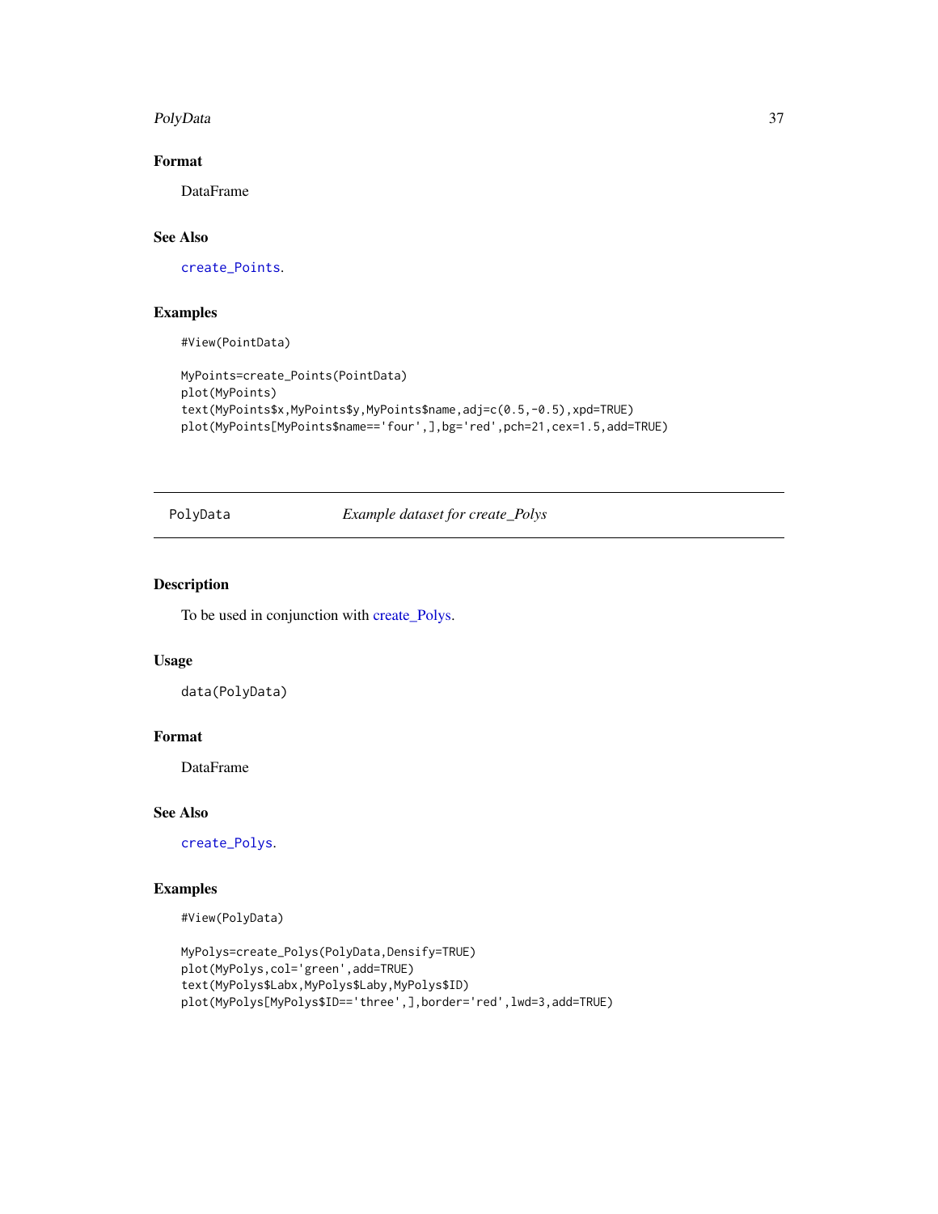### Format

DataFrame

### See Also

`create_Points`.

### Examples

```
#View(PointData)

MyPoints=create_Points(PointData)
plot(MyPoints)
text(MyPoints$x,MyPoints$y,MyPoints$name,adj=c(0.5,-0.5),xpd=TRUE)
plot(MyPoints[MyPoints$name=='four',],bg='red',pch=21,cex=1.5,add=TRUE)
```

---

## PolyData — *Example dataset for create_Polys*

### Description

To be used in conjunction with create_Polys.

### Usage

```
data(PolyData)
```

### Format

DataFrame

### See Also

`create_Polys`.

### Examples

```
#View(PolyData)

MyPolys=create_Polys(PolyData,Densify=TRUE)
plot(MyPolys,col='green',add=TRUE)
text(MyPolys$Labx,MyPolys$Laby,MyPolys$ID)
plot(MyPolys[MyPolys$ID=='three',],border='red',lwd=3,add=TRUE)
```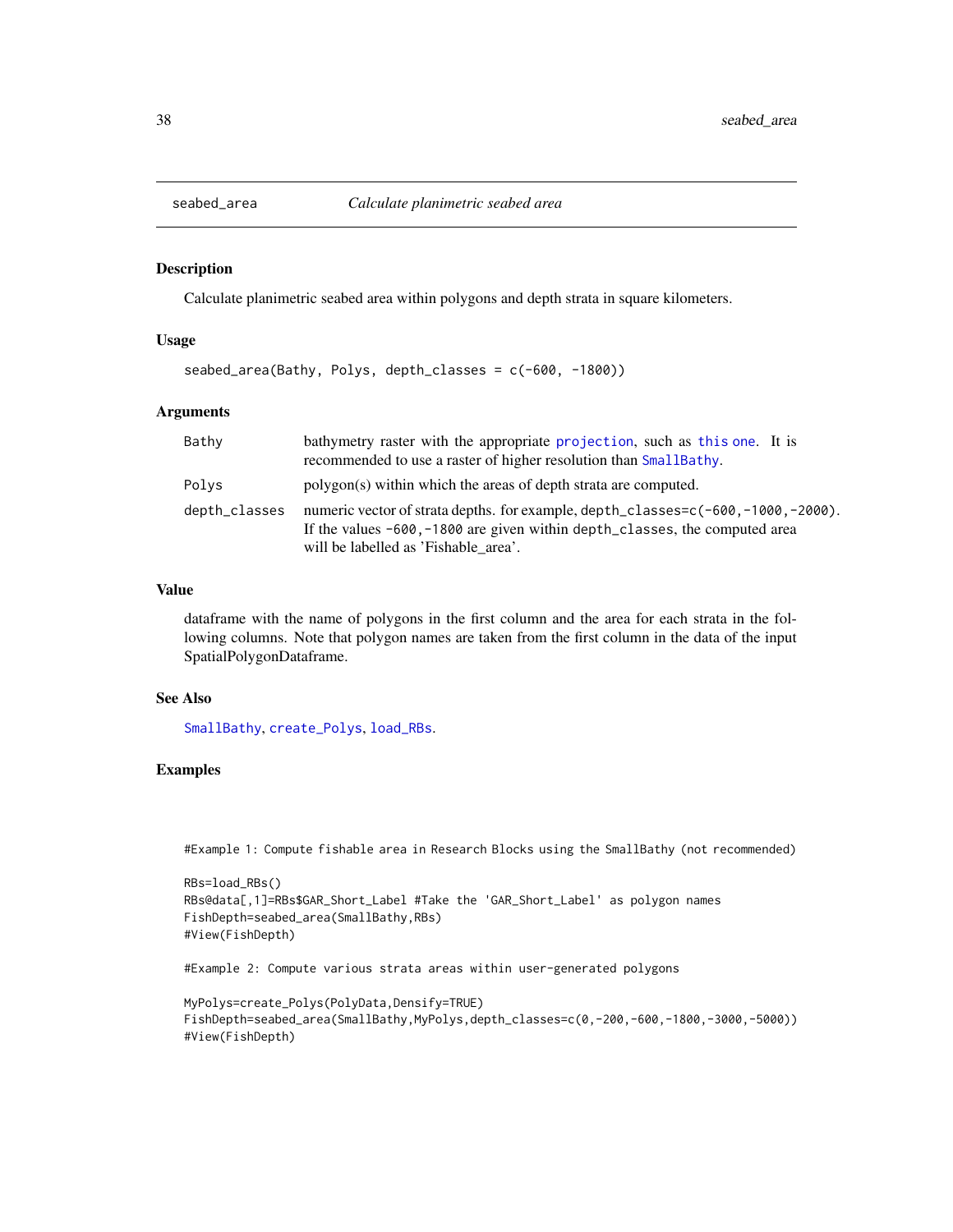## seabed_area — *Calculate planimetric seabed area*

### Description

Calculate planimetric seabed area within polygons and depth strata in square kilometers.

### Usage

```
seabed_area(Bathy, Polys, depth_classes = c(-600, -1800))
```

### Arguments

| Argument | Description |
|---|---|
| `Bathy` | bathymetry raster with the appropriate `projection`, such as `this one`. It is recommended to use a raster of higher resolution than `SmallBathy`. |
| `Polys` | polygon(s) within which the areas of depth strata are computed. |
| `depth_classes` | numeric vector of strata depths. for example, `depth_classes=c(-600,-1000,-2000)`. If the values `-600,-1800` are given within `depth_classes`, the computed area will be labelled as 'Fishable_area'. |

### Value

dataframe with the name of polygons in the first column and the area for each strata in the following columns. Note that polygon names are taken from the first column in the data of the input SpatialPolygonDataframe.

### See Also

`SmallBathy`, `create_Polys`, `load_RBs`.

### Examples

```
#Example 1: Compute fishable area in Research Blocks using the SmallBathy (not recommended)

RBs=load_RBs()
RBs@data[,1]=RBs$GAR_Short_Label #Take the 'GAR_Short_Label' as polygon names
FishDepth=seabed_area(SmallBathy,RBs)
#View(FishDepth)

#Example 2: Compute various strata areas within user-generated polygons

MyPolys=create_Polys(PolyData,Densify=TRUE)
FishDepth=seabed_area(SmallBathy,MyPolys,depth_classes=c(0,-200,-600,-1800,-3000,-5000))
#View(FishDepth)
```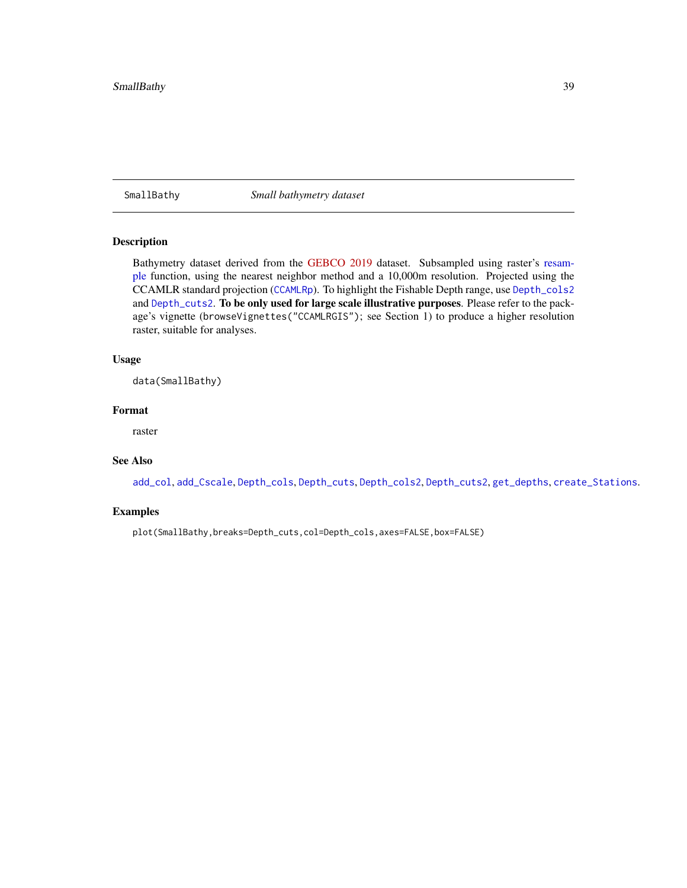SmallBathy *Small bathymetry dataset*

## Description

Bathymetry dataset derived from the GEBCO 2019 dataset. Subsampled using raster's resample function, using the nearest neighbor method and a 10,000m resolution. Projected using the CCAMLR standard projection (`CCAMLRp`). To highlight the Fishable Depth range, use `Depth_cols2` and `Depth_cuts2`. **To be only used for large scale illustrative purposes**. Please refer to the package's vignette (`browseVignettes("CCAMLRGIS")`; see Section 1) to produce a higher resolution raster, suitable for analyses.

## Usage

```
data(SmallBathy)
```

## Format

raster

## See Also

`add_col`, `add_Cscale`, `Depth_cols`, `Depth_cuts`, `Depth_cols2`, `Depth_cuts2`, `get_depths`, `create_Stations`.

## Examples

```
plot(SmallBathy,breaks=Depth_cuts,col=Depth_cols,axes=FALSE,box=FALSE)
```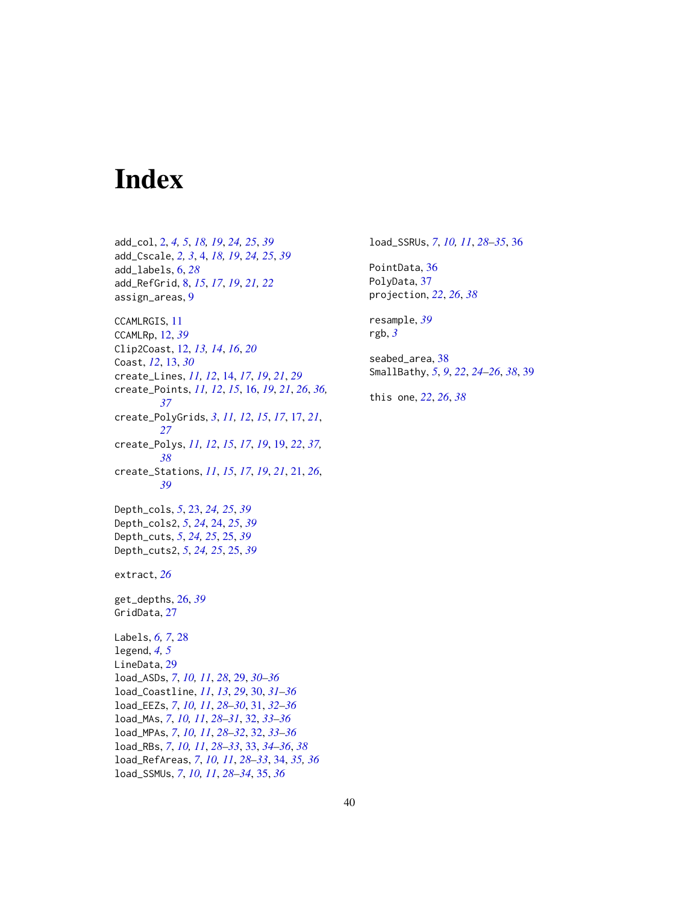# Index

add_col, 2, *4, 5*, *18, 19*, *24, 25*, *39*
add_Cscale, *2, 3*, 4, *18, 19*, *24, 25*, *39*
add_labels, 6, *28*
add_RefGrid, 8, *15*, *17*, *19*, *21, 22*
assign_areas, 9

CCAMLRGIS, 11
CCAMLRp, 12, *39*
Clip2Coast, 12, *13, 14*, *16*, *20*
Coast, *12*, 13, *30*
create_Lines, *11, 12*, 14, *17*, *19*, *21*, *29*
create_Points, *11, 12*, *15*, 16, *19*, *21*, *26*, *36, 37*
create_PolyGrids, *3*, *11, 12*, *15*, *17*, 17, *21*, *27*
create_Polys, *11, 12*, *15*, *17*, *19*, 19, *22*, *37, 38*
create_Stations, *11*, *15*, *17*, *19*, *21*, 21, *26*, *39*

Depth_cols, *5*, 23, *24, 25*, *39*
Depth_cols2, *5*, *24*, 24, *25*, *39*
Depth_cuts, *5*, *24, 25*, 25, *39*
Depth_cuts2, *5*, *24, 25*, 25, *39*

extract, *26*

get_depths, 26, *39*
GridData, 27

Labels, *6, 7*, 28
legend, *4, 5*
LineData, 29
load_ASDs, *7*, *10, 11*, *28*, 29, *30–36*
load_Coastline, *11*, *13*, *29*, 30, *31–36*
load_EEZs, *7*, *10, 11*, *28–30*, 31, *32–36*
load_MAs, *7*, *10, 11*, *28–31*, 32, *33–36*
load_MPAs, *7*, *10, 11*, *28–32*, 32, *33–36*
load_RBs, *7*, *10, 11*, *28–33*, 33, *34–36*, *38*
load_RefAreas, *7*, *10, 11*, *28–33*, 34, *35, 36*
load_SSMUs, *7*, *10, 11*, *28–34*, 35, *36*
load_SSRUs, *7*, *10, 11*, *28–35*, 36

PointData, 36
PolyData, 37
projection, *22*, *26*, *38*

resample, *39*
rgb, *3*

seabed_area, 38
SmallBathy, *5*, *9*, *22*, *24–26*, *38*, 39

this one, *22*, *26*, *38*